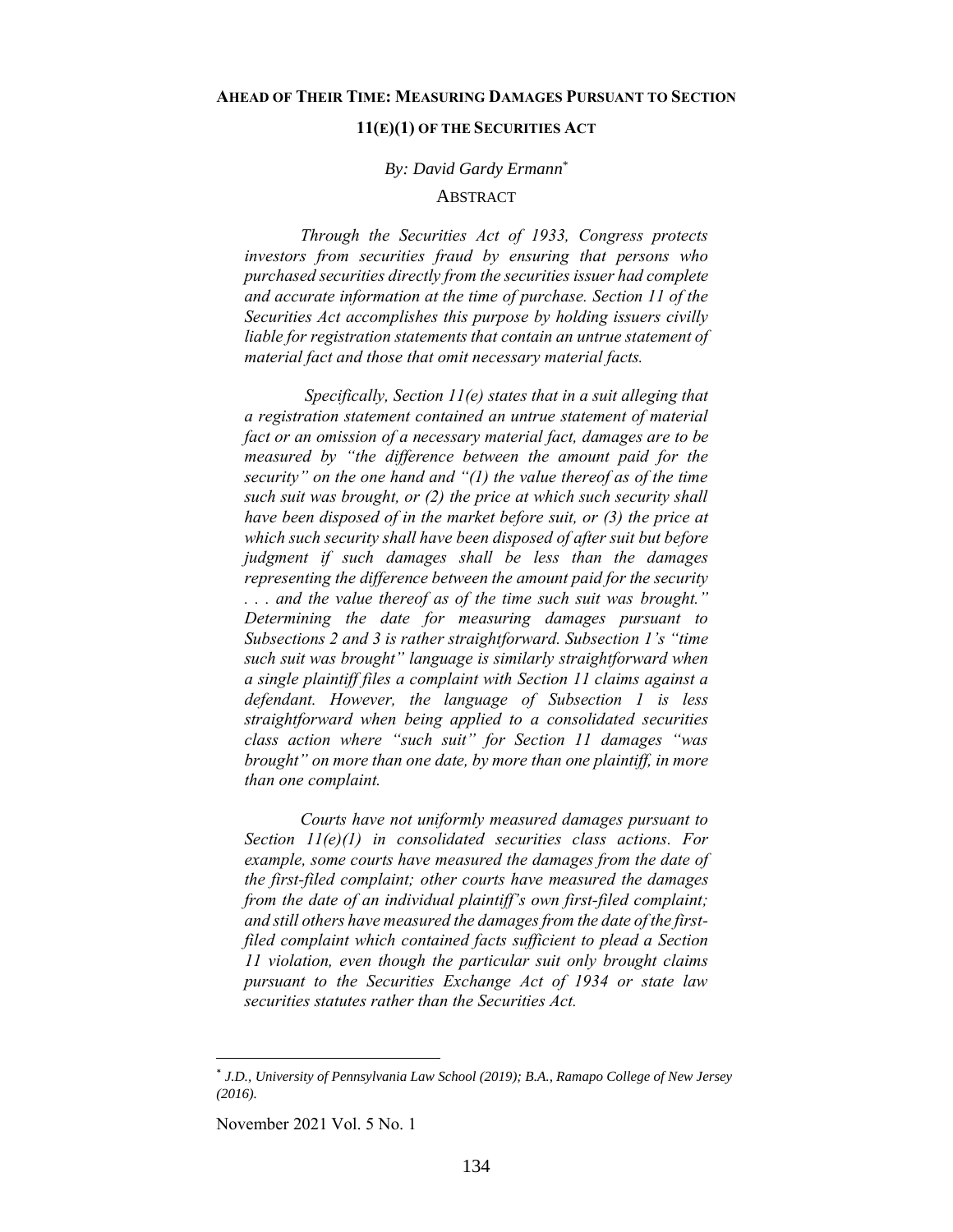# AHEAD OF THEIR TIME: MEASURING DAMAGES PURSUANT TO SECTION 11(E)(1) OF THE SECURITIES ACT

*By: David Gardy Ermann*[*]

## ABSTRACT

*Through the Securities Act of 1933, Congress protects investors from securities fraud by ensuring that persons who purchased securities directly from the securities issuer had complete and accurate information at the time of purchase. Section 11 of the Securities Act accomplishes this purpose by holding issuers civilly liable for registration statements that contain an untrue statement of material fact and those that omit necessary material facts.*

*Specifically, Section 11(e) states that in a suit alleging that a registration statement contained an untrue statement of material fact or an omission of a necessary material fact, damages are to be measured by "the difference between the amount paid for the security" on the one hand and "(1) the value thereof as of the time such suit was brought, or (2) the price at which such security shall have been disposed of in the market before suit, or (3) the price at which such security shall have been disposed of after suit but before judgment if such damages shall be less than the damages representing the difference between the amount paid for the security . . . and the value thereof as of the time such suit was brought." Determining the date for measuring damages pursuant to Subsections 2 and 3 is rather straightforward. Subsection 1's "time such suit was brought" language is similarly straightforward when a single plaintiff files a complaint with Section 11 claims against a defendant. However, the language of Subsection 1 is less straightforward when being applied to a consolidated securities class action where "such suit" for Section 11 damages "was brought" on more than one date, by more than one plaintiff, in more than one complaint.*

*Courts have not uniformly measured damages pursuant to Section 11(e)(1) in consolidated securities class actions. For example, some courts have measured the damages from the date of the first-filed complaint; other courts have measured the damages from the date of an individual plaintiff's own first-filed complaint; and still others have measured the damages from the date of the first-filed complaint which contained facts sufficient to plead a Section 11 violation, even though the particular suit only brought claims pursuant to the Securities Exchange Act of 1934 or state law securities statutes rather than the Securities Act.*

---

[*] *J.D., University of Pennsylvania Law School (2019); B.A., Ramapo College of New Jersey (2016).*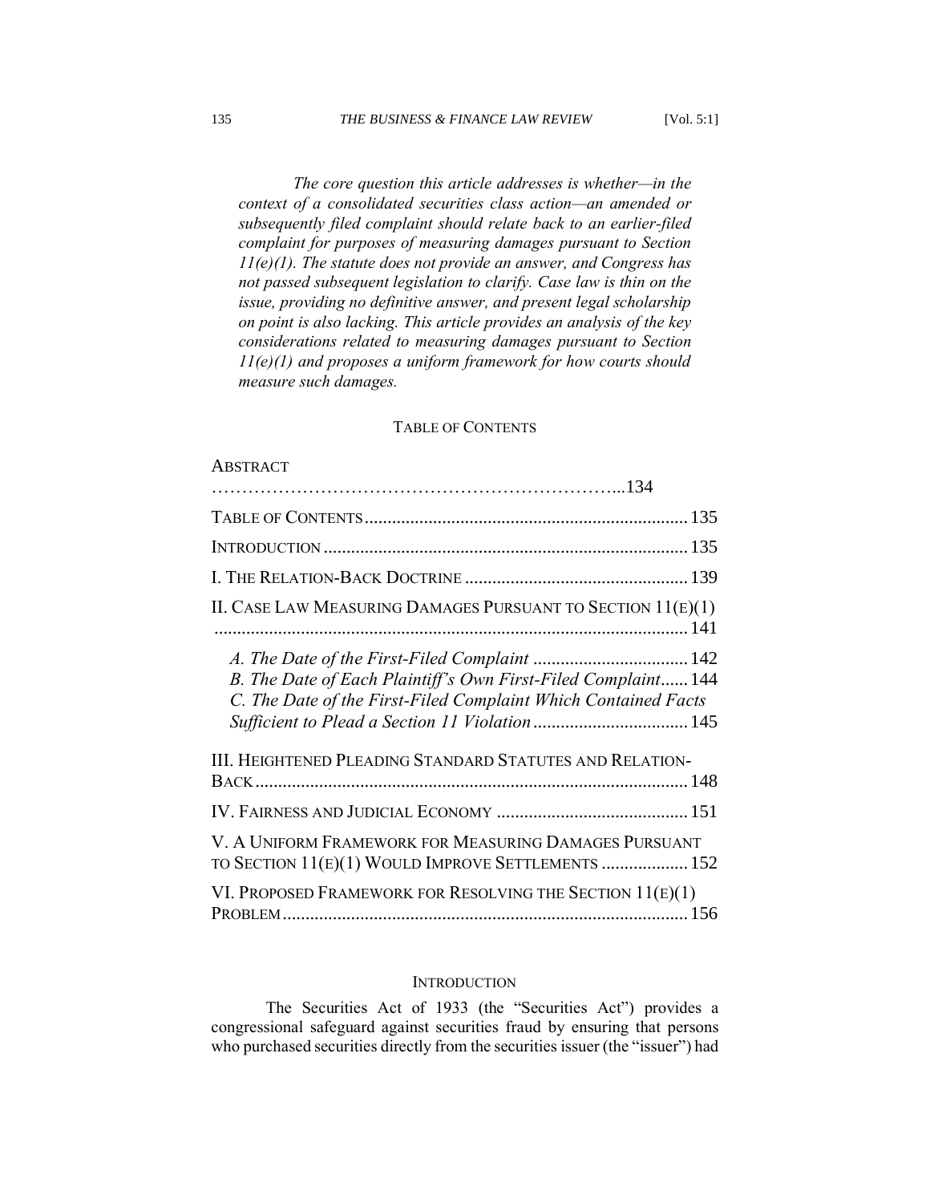*The core question this article addresses is whether—in the context of a consolidated securities class action—an amended or subsequently filed complaint should relate back to an earlier-filed complaint for purposes of measuring damages pursuant to Section 11(e)(1). The statute does not provide an answer, and Congress has not passed subsequent legislation to clarify. Case law is thin on the issue, providing no definitive answer, and present legal scholarship on point is also lacking. This article provides an analysis of the key considerations related to measuring damages pursuant to Section 11(e)(1) and proposes a uniform framework for how courts should measure such damages.*

## TABLE OF CONTENTS

ABSTRACT ..........................................................134

TABLE OF CONTENTS .......................................................... 135

INTRODUCTION .......................................................... 135

I. THE RELATION-BACK DOCTRINE .......................................................... 139

II. CASE LAW MEASURING DAMAGES PURSUANT TO SECTION 11(E)(1) .......................................................... 141

- *A. The Date of the First-Filed Complaint* .......................................................... 142
- *B. The Date of Each Plaintiff's Own First-Filed Complaint* ...... 144
- *C. The Date of the First-Filed Complaint Which Contained Facts Sufficient to Plead a Section 11 Violation* .......................................................... 145

III. HEIGHTENED PLEADING STANDARD STATUTES AND RELATION-BACK .......................................................... 148

IV. FAIRNESS AND JUDICIAL ECONOMY .......................................................... 151

V. A UNIFORM FRAMEWORK FOR MEASURING DAMAGES PURSUANT TO SECTION 11(E)(1) WOULD IMPROVE SETTLEMENTS .......................................................... 152

VI. PROPOSED FRAMEWORK FOR RESOLVING THE SECTION 11(E)(1) PROBLEM .......................................................... 156

## INTRODUCTION

The Securities Act of 1933 (the "Securities Act") provides a congressional safeguard against securities fraud by ensuring that persons who purchased securities directly from the securities issuer (the "issuer") had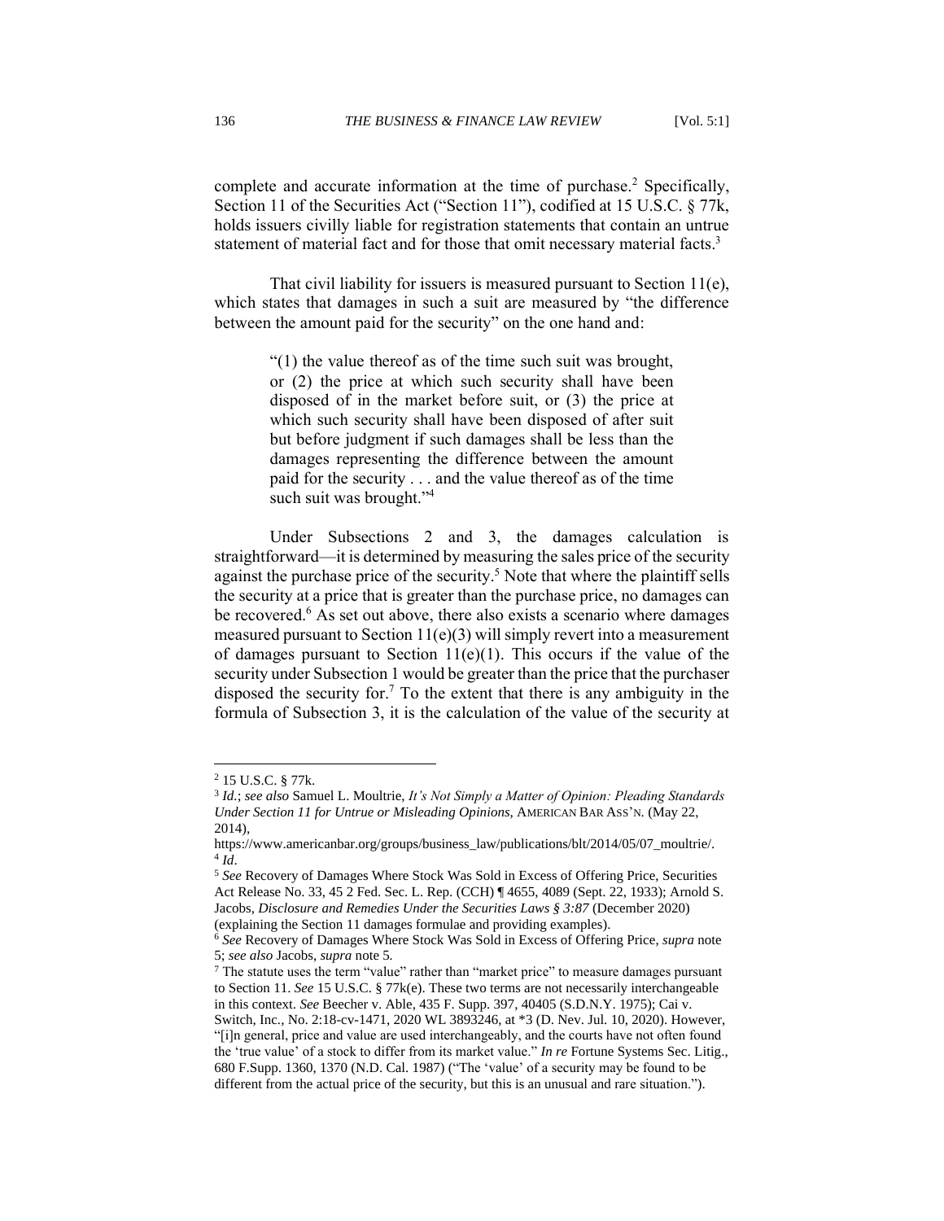complete and accurate information at the time of purchase.[2] Specifically, Section 11 of the Securities Act ("Section 11"), codified at 15 U.S.C. § 77k, holds issuers civilly liable for registration statements that contain an untrue statement of material fact and for those that omit necessary material facts.[3]

That civil liability for issuers is measured pursuant to Section 11(e), which states that damages in such a suit are measured by "the difference between the amount paid for the security" on the one hand and:

> "(1) the value thereof as of the time such suit was brought, or (2) the price at which such security shall have been disposed of in the market before suit, or (3) the price at which such security shall have been disposed of after suit but before judgment if such damages shall be less than the damages representing the difference between the amount paid for the security . . . and the value thereof as of the time such suit was brought."[4]

Under Subsections 2 and 3, the damages calculation is straightforward—it is determined by measuring the sales price of the security against the purchase price of the security.[5] Note that where the plaintiff sells the security at a price that is greater than the purchase price, no damages can be recovered.[6] As set out above, there also exists a scenario where damages measured pursuant to Section 11(e)(3) will simply revert into a measurement of damages pursuant to Section 11(e)(1). This occurs if the value of the security under Subsection 1 would be greater than the price that the purchaser disposed the security for.[7] To the extent that there is any ambiguity in the formula of Subsection 3, it is the calculation of the value of the security at

---

[2] 15 U.S.C. § 77k.

[3] *Id.*; *see also* Samuel L. Moultrie, *It's Not Simply a Matter of Opinion: Pleading Standards Under Section 11 for Untrue or Misleading Opinions*, AMERICAN BAR ASS'N. (May 22, 2014), https://www.americanbar.org/groups/business_law/publications/blt/2014/05/07_moultrie/.

[4] *Id*.

[5] *See* Recovery of Damages Where Stock Was Sold in Excess of Offering Price, Securities Act Release No. 33, 45 2 Fed. Sec. L. Rep. (CCH) ¶ 4655, 4089 (Sept. 22, 1933); Arnold S. Jacobs, *Disclosure and Remedies Under the Securities Laws § 3:87* (December 2020) (explaining the Section 11 damages formulae and providing examples).

[6] *See* Recovery of Damages Where Stock Was Sold in Excess of Offering Price, *supra* note 5; *see also* Jacobs, *supra* note 5.

[7] The statute uses the term "value" rather than "market price" to measure damages pursuant to Section 11. *See* 15 U.S.C. § 77k(e). These two terms are not necessarily interchangeable in this context. *See* Beecher v. Able, 435 F. Supp. 397, 40405 (S.D.N.Y. 1975); Cai v. Switch, Inc., No. 2:18-cv-1471, 2020 WL 3893246, at *3 (D. Nev. Jul. 10, 2020). However, "[i]n general, price and value are used interchangeably, and the courts have not often found the 'true value' of a stock to differ from its market value." *In re* Fortune Systems Sec. Litig., 680 F.Supp. 1360, 1370 (N.D. Cal. 1987) ("The 'value' of a security may be found to be different from the actual price of the security, but this is an unusual and rare situation.").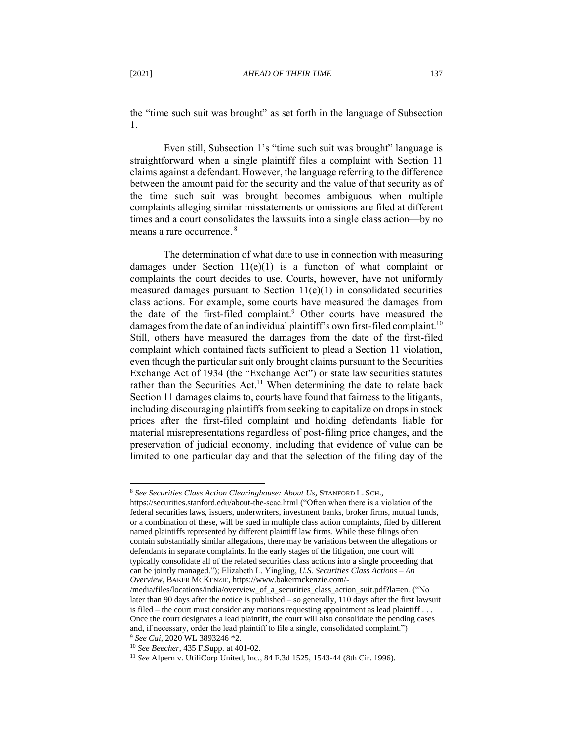the "time such suit was brought" as set forth in the language of Subsection 1.

Even still, Subsection 1's "time such suit was brought" language is straightforward when a single plaintiff files a complaint with Section 11 claims against a defendant. However, the language referring to the difference between the amount paid for the security and the value of that security as of the time such suit was brought becomes ambiguous when multiple complaints alleging similar misstatements or omissions are filed at different times and a court consolidates the lawsuits into a single class action—by no means a rare occurrence.[8]

The determination of what date to use in connection with measuring damages under Section 11(e)(1) is a function of what complaint or complaints the court decides to use. Courts, however, have not uniformly measured damages pursuant to Section 11(e)(1) in consolidated securities class actions. For example, some courts have measured the damages from the date of the first-filed complaint.[9] Other courts have measured the damages from the date of an individual plaintiff's own first-filed complaint.[10] Still, others have measured the damages from the date of the first-filed complaint which contained facts sufficient to plead a Section 11 violation, even though the particular suit only brought claims pursuant to the Securities Exchange Act of 1934 (the "Exchange Act") or state law securities statutes rather than the Securities Act.[11] When determining the date to relate back Section 11 damages claims to, courts have found that fairness to the litigants, including discouraging plaintiffs from seeking to capitalize on drops in stock prices after the first-filed complaint and holding defendants liable for material misrepresentations regardless of post-filing price changes, and the preservation of judicial economy, including that evidence of value can be limited to one particular day and that the selection of the filing day of the

---

[8] *See Securities Class Action Clearinghouse: About Us,* STANFORD L. SCH., https://securities.stanford.edu/about-the-scac.html ("Often when there is a violation of the federal securities laws, issuers, underwriters, investment banks, broker firms, mutual funds, or a combination of these, will be sued in multiple class action complaints, filed by different named plaintiffs represented by different plaintiff law firms. While these filings often contain substantially similar allegations, there may be variations between the allegations or defendants in separate complaints. In the early stages of the litigation, one court will typically consolidate all of the related securities class actions into a single proceeding that can be jointly managed."); Elizabeth L. Yingling, *U.S. Securities Class Actions – An Overview,* BAKER MCKENZIE, https://www.bakermckenzie.com/-/media/files/locations/india/overview_of_a_securities_class_action_suit.pdf?la=en. ("No later than 90 days after the notice is published – so generally, 110 days after the first lawsuit is filed – the court must consider any motions requesting appointment as lead plaintiff . . . Once the court designates a lead plaintiff, the court will also consolidate the pending cases and, if necessary, order the lead plaintiff to file a single, consolidated complaint.")

[9] *See Cai*, 2020 WL 3893246 *2.

[10] *See Beecher*, 435 F.Supp. at 401-02.

[11] *See* Alpern v. UtiliCorp United, Inc., 84 F.3d 1525, 1543-44 (8th Cir. 1996).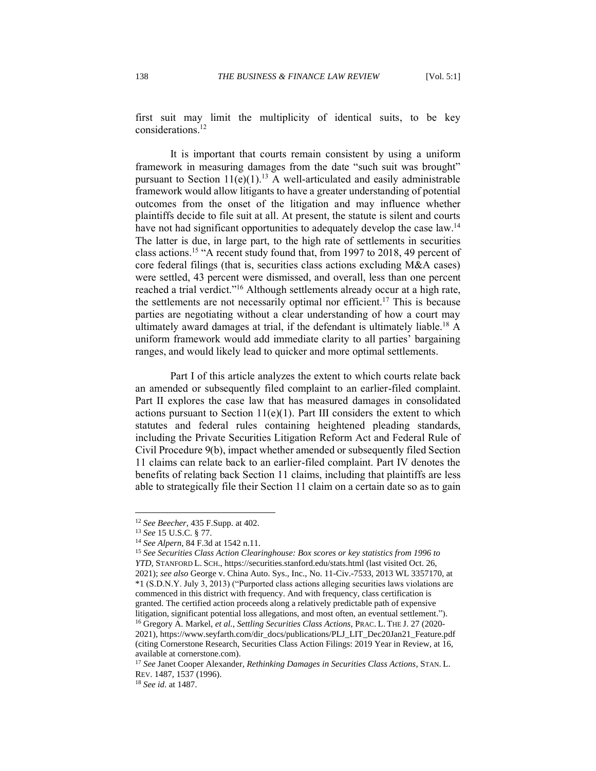first suit may limit the multiplicity of identical suits, to be key considerations.[12]

It is important that courts remain consistent by using a uniform framework in measuring damages from the date "such suit was brought" pursuant to Section 11(e)(1).[13] A well-articulated and easily administrable framework would allow litigants to have a greater understanding of potential outcomes from the onset of the litigation and may influence whether plaintiffs decide to file suit at all. At present, the statute is silent and courts have not had significant opportunities to adequately develop the case law.[14] The latter is due, in large part, to the high rate of settlements in securities class actions.[15] "A recent study found that, from 1997 to 2018, 49 percent of core federal filings (that is, securities class actions excluding M&A cases) were settled, 43 percent were dismissed, and overall, less than one percent reached a trial verdict."[16] Although settlements already occur at a high rate, the settlements are not necessarily optimal nor efficient.[17] This is because parties are negotiating without a clear understanding of how a court may ultimately award damages at trial, if the defendant is ultimately liable.[18] A uniform framework would add immediate clarity to all parties' bargaining ranges, and would likely lead to quicker and more optimal settlements.

Part I of this article analyzes the extent to which courts relate back an amended or subsequently filed complaint to an earlier-filed complaint. Part II explores the case law that has measured damages in consolidated actions pursuant to Section 11(e)(1). Part III considers the extent to which statutes and federal rules containing heightened pleading standards, including the Private Securities Litigation Reform Act and Federal Rule of Civil Procedure 9(b), impact whether amended or subsequently filed Section 11 claims can relate back to an earlier-filed complaint. Part IV denotes the benefits of relating back Section 11 claims, including that plaintiffs are less able to strategically file their Section 11 claim on a certain date so as to gain

---

[12] *See Beecher*, 435 F.Supp. at 402.

[13] *See* 15 U.S.C. § 77.

[14] *See Alpern*, 84 F.3d at 1542 n.11.

[15] *See Securities Class Action Clearinghouse: Box scores or key statistics from 1996 to YTD,* STANFORD L. SCH., https://securities.stanford.edu/stats.html (last visited Oct. 26, 2021); *see also* George v. China Auto. Sys., Inc., No. 11-Civ.-7533, 2013 WL 3357170, at *1 (S.D.N.Y. July 3, 2013) ("Purported class actions alleging securities laws violations are commenced in this district with frequency. And with frequency, class certification is granted. The certified action proceeds along a relatively predictable path of expensive litigation, significant potential loss allegations, and most often, an eventual settlement.").

[16] Gregory A. Markel, *et al.*, *Settling Securities Class Actions*, PRAC. L. THE J. 27 (2020-2021), https://www.seyfarth.com/dir_docs/publications/PLJ_LIT_Dec20Jan21_Feature.pdf (citing Cornerstone Research, Securities Class Action Filings: 2019 Year in Review, at 16, available at cornerstone.com).

[17] *See* Janet Cooper Alexander, *Rethinking Damages in Securities Class Actions*, STAN. L. REV. 1487, 1537 (1996).

[18] *See id.* at 1487.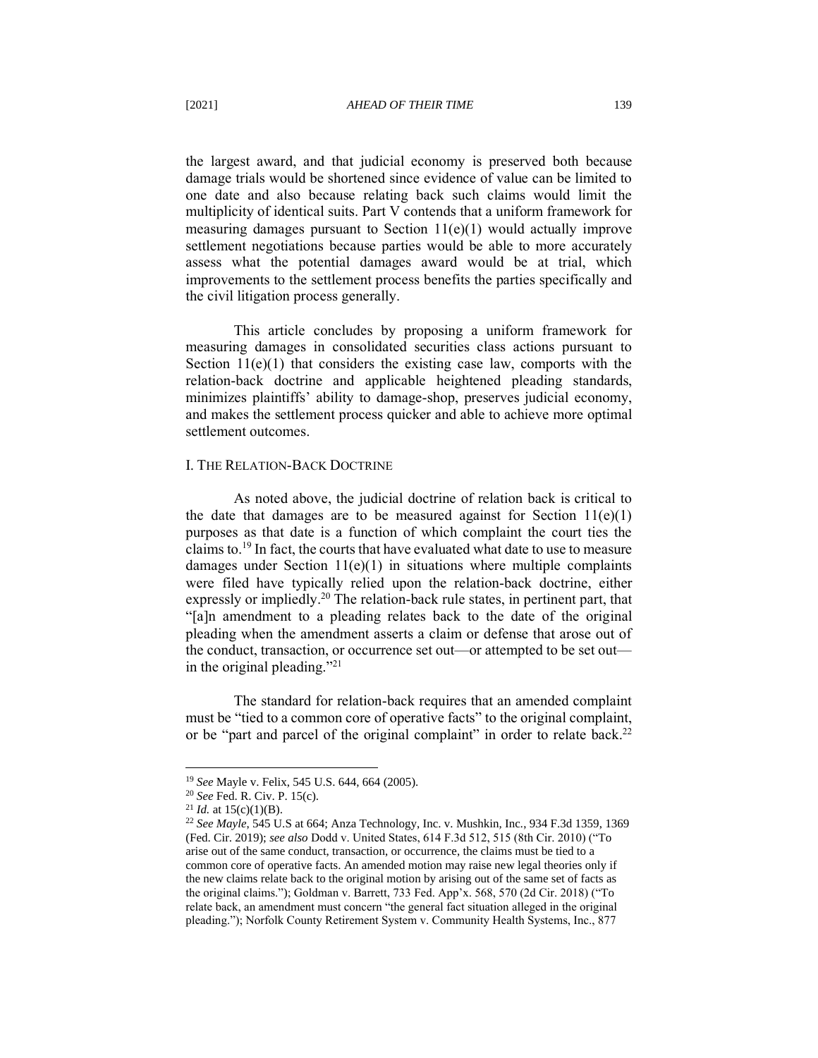the largest award, and that judicial economy is preserved both because damage trials would be shortened since evidence of value can be limited to one date and also because relating back such claims would limit the multiplicity of identical suits. Part V contends that a uniform framework for measuring damages pursuant to Section 11(e)(1) would actually improve settlement negotiations because parties would be able to more accurately assess what the potential damages award would be at trial, which improvements to the settlement process benefits the parties specifically and the civil litigation process generally.

This article concludes by proposing a uniform framework for measuring damages in consolidated securities class actions pursuant to Section 11(e)(1) that considers the existing case law, comports with the relation-back doctrine and applicable heightened pleading standards, minimizes plaintiffs' ability to damage-shop, preserves judicial economy, and makes the settlement process quicker and able to achieve more optimal settlement outcomes.

## I. THE RELATION-BACK DOCTRINE

As noted above, the judicial doctrine of relation back is critical to the date that damages are to be measured against for Section 11(e)(1) purposes as that date is a function of which complaint the court ties the claims to.[19] In fact, the courts that have evaluated what date to use to measure damages under Section 11(e)(1) in situations where multiple complaints were filed have typically relied upon the relation-back doctrine, either expressly or impliedly.[20] The relation-back rule states, in pertinent part, that "[a]n amendment to a pleading relates back to the date of the original pleading when the amendment asserts a claim or defense that arose out of the conduct, transaction, or occurrence set out—or attempted to be set out—in the original pleading."[21]

The standard for relation-back requires that an amended complaint must be "tied to a common core of operative facts" to the original complaint, or be "part and parcel of the original complaint" in order to relate back.[22]

---

[19] *See* Mayle v. Felix, 545 U.S. 644, 664 (2005).

[20] *See* Fed. R. Civ. P. 15(c).

[21] *Id.* at 15(c)(1)(B).

[22] *See Mayle*, 545 U.S at 664; Anza Technology, Inc. v. Mushkin, Inc., 934 F.3d 1359, 1369 (Fed. Cir. 2019); *see also* Dodd v. United States, 614 F.3d 512, 515 (8th Cir. 2010) ("To arise out of the same conduct, transaction, or occurrence, the claims must be tied to a common core of operative facts. An amended motion may raise new legal theories only if the new claims relate back to the original motion by arising out of the same set of facts as the original claims."); Goldman v. Barrett, 733 Fed. App'x. 568, 570 (2d Cir. 2018) ("To relate back, an amendment must concern "the general fact situation alleged in the original pleading."); Norfolk County Retirement System v. Community Health Systems, Inc., 877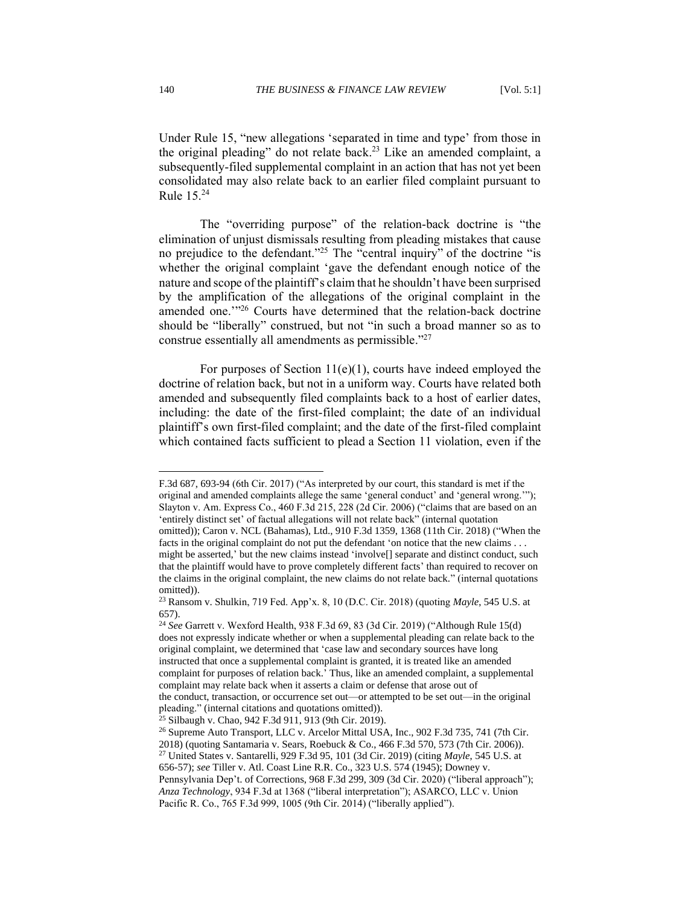Under Rule 15, "new allegations 'separated in time and type' from those in the original pleading" do not relate back.[23] Like an amended complaint, a subsequently-filed supplemental complaint in an action that has not yet been consolidated may also relate back to an earlier filed complaint pursuant to Rule 15.[24]

The "overriding purpose" of the relation-back doctrine is "the elimination of unjust dismissals resulting from pleading mistakes that cause no prejudice to the defendant."[25] The "central inquiry" of the doctrine "is whether the original complaint 'gave the defendant enough notice of the nature and scope of the plaintiff's claim that he shouldn't have been surprised by the amplification of the allegations of the original complaint in the amended one.'"[26] Courts have determined that the relation-back doctrine should be "liberally" construed, but not "in such a broad manner so as to construe essentially all amendments as permissible."[27]

For purposes of Section 11(e)(1), courts have indeed employed the doctrine of relation back, but not in a uniform way. Courts have related both amended and subsequently filed complaints back to a host of earlier dates, including: the date of the first-filed complaint; the date of an individual plaintiff's own first-filed complaint; and the date of the first-filed complaint which contained facts sufficient to plead a Section 11 violation, even if the

---

F.3d 687, 693-94 (6th Cir. 2017) ("As interpreted by our court, this standard is met if the original and amended complaints allege the same 'general conduct' and 'general wrong.'"); Slayton v. Am. Express Co., 460 F.3d 215, 228 (2d Cir. 2006) ("claims that are based on an 'entirely distinct set' of factual allegations will not relate back" (internal quotation omitted)); Caron v. NCL (Bahamas), Ltd., 910 F.3d 1359, 1368 (11th Cir. 2018) ("When the facts in the original complaint do not put the defendant 'on notice that the new claims . . . might be asserted,' but the new claims instead 'involve[] separate and distinct conduct, such that the plaintiff would have to prove completely different facts' than required to recover on the claims in the original complaint, the new claims do not relate back." (internal quotations omitted)).

[23] Ransom v. Shulkin, 719 Fed. App'x. 8, 10 (D.C. Cir. 2018) (quoting *Mayle*, 545 U.S. at 657).

[24] *See* Garrett v. Wexford Health, 938 F.3d 69, 83 (3d Cir. 2019) ("Although Rule 15(d) does not expressly indicate whether or when a supplemental pleading can relate back to the original complaint, we determined that 'case law and secondary sources have long instructed that once a supplemental complaint is granted, it is treated like an amended complaint for purposes of relation back.' Thus, like an amended complaint, a supplemental complaint may relate back when it asserts a claim or defense that arose out of the conduct, transaction, or occurrence set out—or attempted to be set out—in the original pleading." (internal citations and quotations omitted)).

[25] Silbaugh v. Chao, 942 F.3d 911, 913 (9th Cir. 2019).

[26] Supreme Auto Transport, LLC v. Arcelor Mittal USA, Inc., 902 F.3d 735, 741 (7th Cir. 2018) (quoting Santamaria v. Sears, Roebuck & Co., 466 F.3d 570, 573 (7th Cir. 2006)).

[27] United States v. Santarelli, 929 F.3d 95, 101 (3d Cir. 2019) (citing *Mayle*, 545 U.S. at 656-57); *see* Tiller v. Atl. Coast Line R.R. Co., 323 U.S. 574 (1945); Downey v. Pennsylvania Dep't. of Corrections, 968 F.3d 299, 309 (3d Cir. 2020) ("liberal approach"); *Anza Technology*, 934 F.3d at 1368 ("liberal interpretation"); ASARCO, LLC v. Union Pacific R. Co., 765 F.3d 999, 1005 (9th Cir. 2014) ("liberally applied").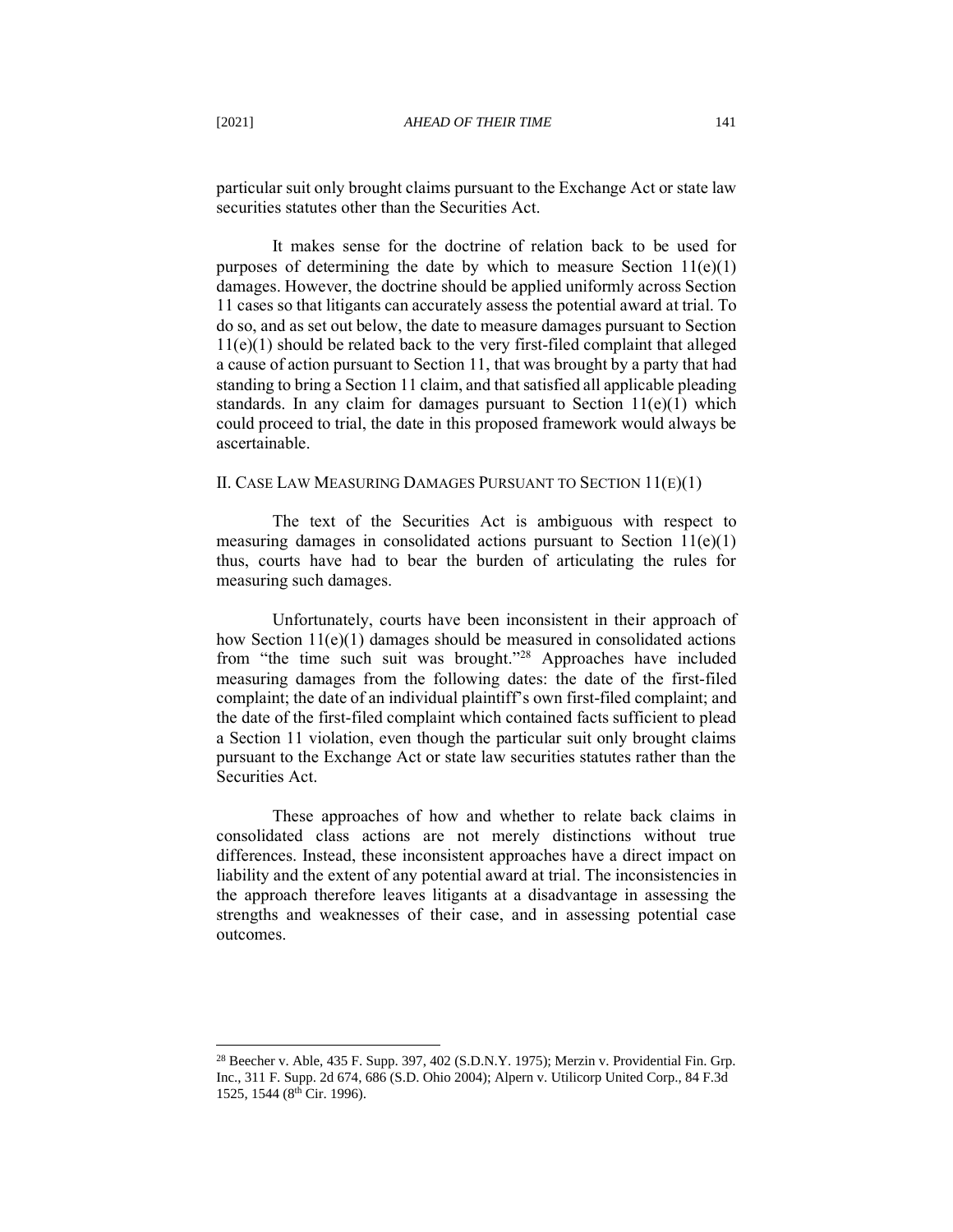particular suit only brought claims pursuant to the Exchange Act or state law securities statutes other than the Securities Act.

It makes sense for the doctrine of relation back to be used for purposes of determining the date by which to measure Section 11(e)(1) damages. However, the doctrine should be applied uniformly across Section 11 cases so that litigants can accurately assess the potential award at trial. To do so, and as set out below, the date to measure damages pursuant to Section 11(e)(1) should be related back to the very first-filed complaint that alleged a cause of action pursuant to Section 11, that was brought by a party that had standing to bring a Section 11 claim, and that satisfied all applicable pleading standards. In any claim for damages pursuant to Section 11(e)(1) which could proceed to trial, the date in this proposed framework would always be ascertainable.

## II. Case Law Measuring Damages Pursuant to Section 11(e)(1)

The text of the Securities Act is ambiguous with respect to measuring damages in consolidated actions pursuant to Section 11(e)(1) thus, courts have had to bear the burden of articulating the rules for measuring such damages.

Unfortunately, courts have been inconsistent in their approach of how Section 11(e)(1) damages should be measured in consolidated actions from "the time such suit was brought."[28] Approaches have included measuring damages from the following dates: the date of the first-filed complaint; the date of an individual plaintiff's own first-filed complaint; and the date of the first-filed complaint which contained facts sufficient to plead a Section 11 violation, even though the particular suit only brought claims pursuant to the Exchange Act or state law securities statutes rather than the Securities Act.

These approaches of how and whether to relate back claims in consolidated class actions are not merely distinctions without true differences. Instead, these inconsistent approaches have a direct impact on liability and the extent of any potential award at trial. The inconsistencies in the approach therefore leaves litigants at a disadvantage in assessing the strengths and weaknesses of their case, and in assessing potential case outcomes.

---

[28] Beecher v. Able, 435 F. Supp. 397, 402 (S.D.N.Y. 1975); Merzin v. Providential Fin. Grp. Inc., 311 F. Supp. 2d 674, 686 (S.D. Ohio 2004); Alpern v. Utilicorp United Corp., 84 F.3d 1525, 1544 (8th Cir. 1996).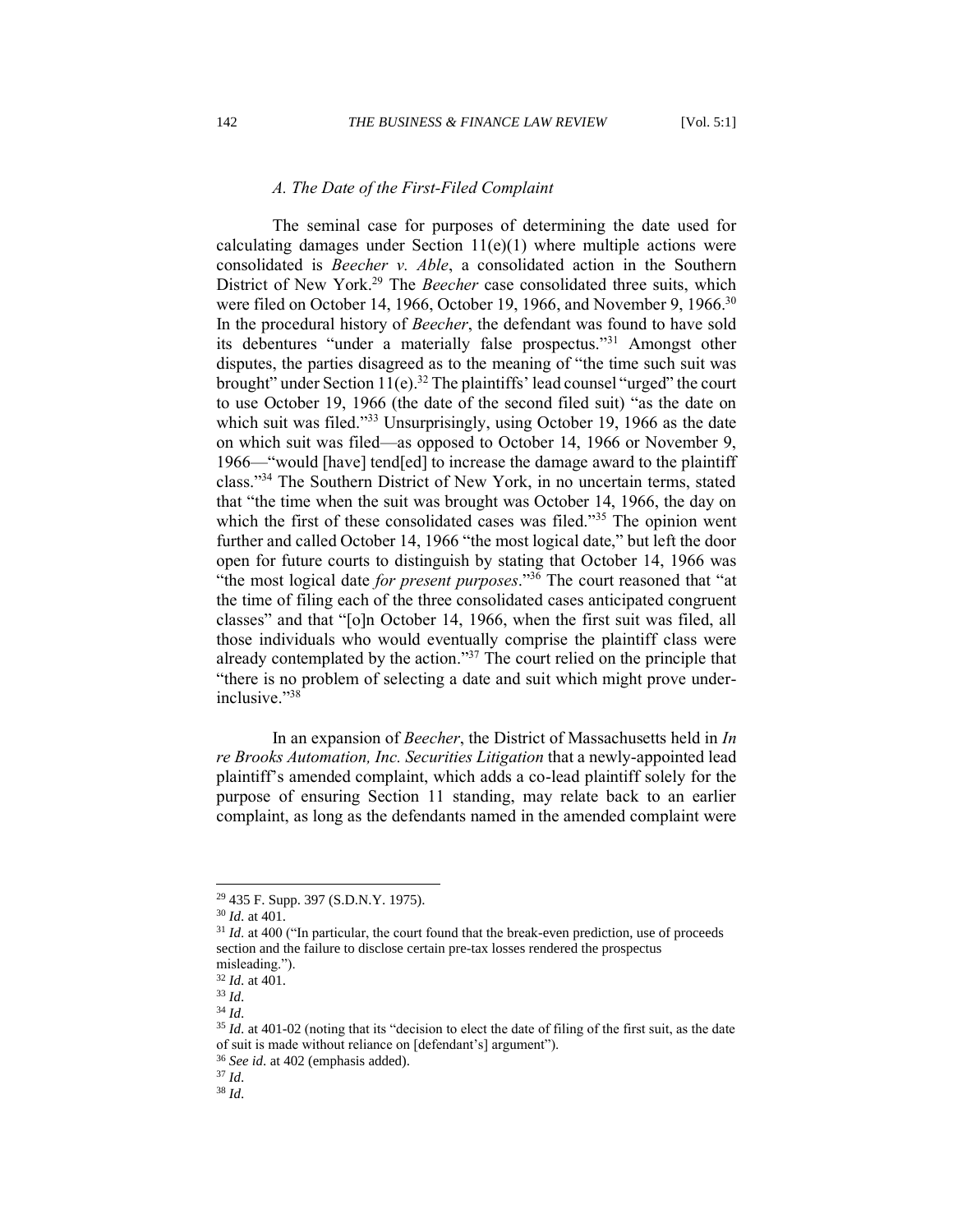### *A. The Date of the First-Filed Complaint*

The seminal case for purposes of determining the date used for calculating damages under Section 11(e)(1) where multiple actions were consolidated is *Beecher v. Able*, a consolidated action in the Southern District of New York.[29] The *Beecher* case consolidated three suits, which were filed on October 14, 1966, October 19, 1966, and November 9, 1966.[30] In the procedural history of *Beecher*, the defendant was found to have sold its debentures "under a materially false prospectus."[31] Amongst other disputes, the parties disagreed as to the meaning of "the time such suit was brought" under Section 11(e).[32] The plaintiffs' lead counsel "urged" the court to use October 19, 1966 (the date of the second filed suit) "as the date on which suit was filed."[33] Unsurprisingly, using October 19, 1966 as the date on which suit was filed—as opposed to October 14, 1966 or November 9, 1966—"would [have] tend[ed] to increase the damage award to the plaintiff class."[34] The Southern District of New York, in no uncertain terms, stated that "the time when the suit was brought was October 14, 1966, the day on which the first of these consolidated cases was filed."[35] The opinion went further and called October 14, 1966 "the most logical date," but left the door open for future courts to distinguish by stating that October 14, 1966 was "the most logical date *for present purposes*."[36] The court reasoned that "at the time of filing each of the three consolidated cases anticipated congruent classes" and that "[o]n October 14, 1966, when the first suit was filed, all those individuals who would eventually comprise the plaintiff class were already contemplated by the action."[37] The court relied on the principle that "there is no problem of selecting a date and suit which might prove under-inclusive."[38]

In an expansion of *Beecher*, the District of Massachusetts held in *In re Brooks Automation, Inc. Securities Litigation* that a newly-appointed lead plaintiff's amended complaint, which adds a co-lead plaintiff solely for the purpose of ensuring Section 11 standing, may relate back to an earlier complaint, as long as the defendants named in the amended complaint were

---

[29] 435 F. Supp. 397 (S.D.N.Y. 1975).

[30] *Id*. at 401.

[31] *Id*. at 400 ("In particular, the court found that the break-even prediction, use of proceeds section and the failure to disclose certain pre-tax losses rendered the prospectus misleading.").

[32] *Id*. at 401.

[33] *Id*.

[34] *Id*.

[35] *Id*. at 401-02 (noting that its "decision to elect the date of filing of the first suit, as the date of suit is made without reliance on [defendant's] argument").

[36] *See id*. at 402 (emphasis added).

[37] *Id*.

[38] *Id*.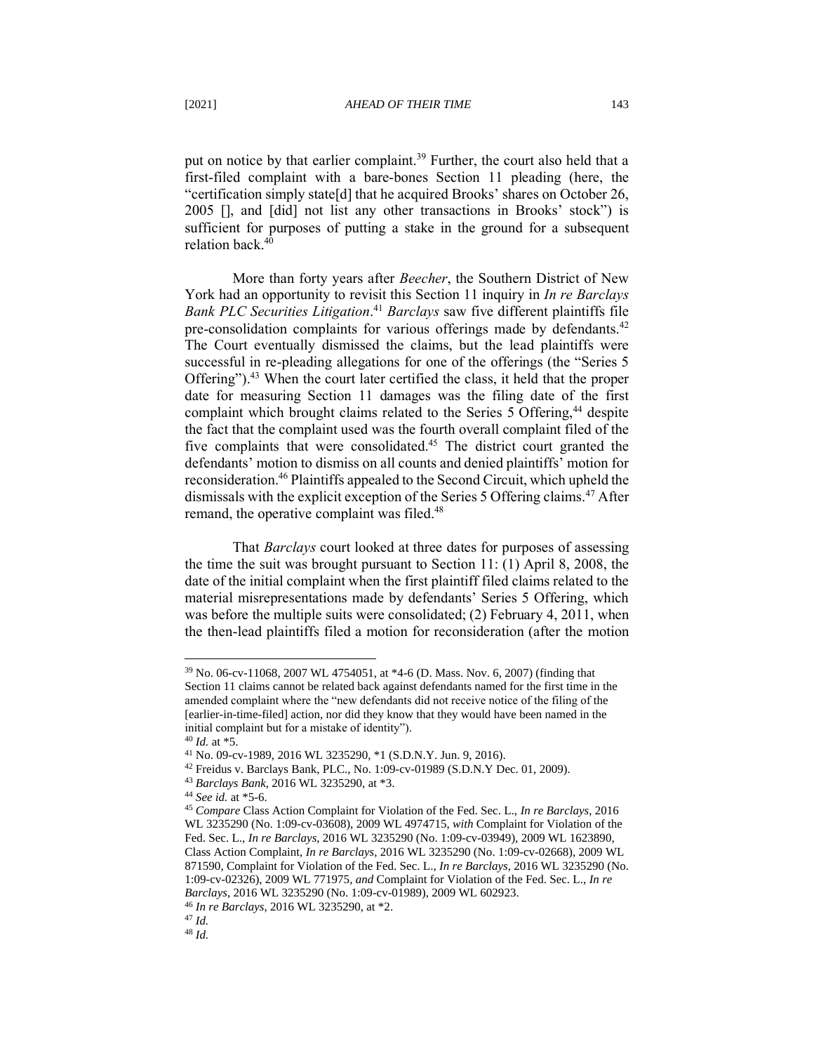put on notice by that earlier complaint.[39] Further, the court also held that a first-filed complaint with a bare-bones Section 11 pleading (here, the "certification simply state[d] that he acquired Brooks' shares on October 26, 2005 [], and [did] not list any other transactions in Brooks' stock") is sufficient for purposes of putting a stake in the ground for a subsequent relation back.[40]

More than forty years after *Beecher*, the Southern District of New York had an opportunity to revisit this Section 11 inquiry in *In re Barclays Bank PLC Securities Litigation*.[41] *Barclays* saw five different plaintiffs file pre-consolidation complaints for various offerings made by defendants.[42] The Court eventually dismissed the claims, but the lead plaintiffs were successful in re-pleading allegations for one of the offerings (the "Series 5 Offering").[43] When the court later certified the class, it held that the proper date for measuring Section 11 damages was the filing date of the first complaint which brought claims related to the Series 5 Offering,[44] despite the fact that the complaint used was the fourth overall complaint filed of the five complaints that were consolidated.[45] The district court granted the defendants' motion to dismiss on all counts and denied plaintiffs' motion for reconsideration.[46] Plaintiffs appealed to the Second Circuit, which upheld the dismissals with the explicit exception of the Series 5 Offering claims.[47] After remand, the operative complaint was filed.[48]

That *Barclays* court looked at three dates for purposes of assessing the time the suit was brought pursuant to Section 11: (1) April 8, 2008, the date of the initial complaint when the first plaintiff filed claims related to the material misrepresentations made by defendants' Series 5 Offering, which was before the multiple suits were consolidated; (2) February 4, 2011, when the then-lead plaintiffs filed a motion for reconsideration (after the motion

---

[39] No. 06-cv-11068, 2007 WL 4754051, at *4-6 (D. Mass. Nov. 6, 2007) (finding that Section 11 claims cannot be related back against defendants named for the first time in the amended complaint where the "new defendants did not receive notice of the filing of the [earlier-in-time-filed] action, nor did they know that they would have been named in the initial complaint but for a mistake of identity").

[40] *Id.* at *5.

[41] No. 09-cv-1989, 2016 WL 3235290, *1 (S.D.N.Y. Jun. 9, 2016).

[42] Freidus v. Barclays Bank, PLC., No. 1:09-cv-01989 (S.D.N.Y Dec. 01, 2009).

[43] *Barclays Bank*, 2016 WL 3235290, at *3.

[44] *See id.* at *5-6.

[45] *Compare* Class Action Complaint for Violation of the Fed. Sec. L., *In re Barclays*, 2016 WL 3235290 (No. 1:09-cv-03608), 2009 WL 4974715, *with* Complaint for Violation of the Fed. Sec. L., *In re Barclays*, 2016 WL 3235290 (No. 1:09-cv-03949), 2009 WL 1623890, Class Action Complaint, *In re Barclays*, 2016 WL 3235290 (No. 1:09-cv-02668), 2009 WL 871590, Complaint for Violation of the Fed. Sec. L., *In re Barclays*, 2016 WL 3235290 (No. 1:09-cv-02326), 2009 WL 771975, *and* Complaint for Violation of the Fed. Sec. L., *In re Barclays*, 2016 WL 3235290 (No. 1:09-cv-01989), 2009 WL 602923.

[46] *In re Barclays*, 2016 WL 3235290, at *2.

[47] *Id.*

[48] *Id.*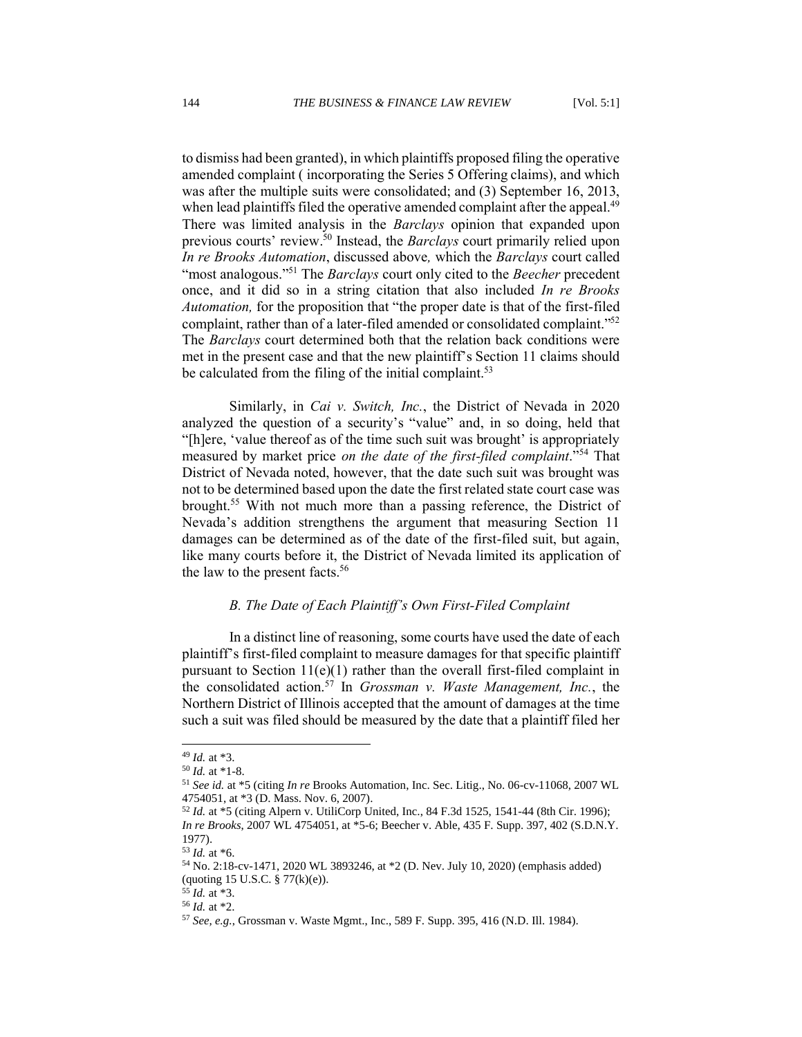to dismiss had been granted), in which plaintiffs proposed filing the operative amended complaint ( incorporating the Series 5 Offering claims), and which was after the multiple suits were consolidated; and (3) September 16, 2013, when lead plaintiffs filed the operative amended complaint after the appeal.[49] There was limited analysis in the *Barclays* opinion that expanded upon previous courts' review.[50] Instead, the *Barclays* court primarily relied upon *In re Brooks Automation*, discussed above*,* which the *Barclays* court called "most analogous."[51] The *Barclays* court only cited to the *Beecher* precedent once, and it did so in a string citation that also included *In re Brooks Automation,* for the proposition that "the proper date is that of the first-filed complaint, rather than of a later-filed amended or consolidated complaint."[52] The *Barclays* court determined both that the relation back conditions were met in the present case and that the new plaintiff's Section 11 claims should be calculated from the filing of the initial complaint.[53]

Similarly, in *Cai v. Switch, Inc.*, the District of Nevada in 2020 analyzed the question of a security's "value" and, in so doing, held that "[h]ere, 'value thereof as of the time such suit was brought' is appropriately measured by market price *on the date of the first-filed complaint*."[54] That District of Nevada noted, however, that the date such suit was brought was not to be determined based upon the date the first related state court case was brought.[55] With not much more than a passing reference, the District of Nevada's addition strengthens the argument that measuring Section 11 damages can be determined as of the date of the first-filed suit, but again, like many courts before it, the District of Nevada limited its application of the law to the present facts.[56]

### *B. The Date of Each Plaintiff's Own First-Filed Complaint*

In a distinct line of reasoning, some courts have used the date of each plaintiff's first-filed complaint to measure damages for that specific plaintiff pursuant to Section 11(e)(1) rather than the overall first-filed complaint in the consolidated action.[57] In *Grossman v. Waste Management, Inc.*, the Northern District of Illinois accepted that the amount of damages at the time such a suit was filed should be measured by the date that a plaintiff filed her

---

[49] *Id.* at \*3.

[50] *Id.* at \*1-8.

[51] *See id.* at \*5 (citing *In re* Brooks Automation, Inc. Sec. Litig., No. 06-cv-11068, 2007 WL 4754051, at \*3 (D. Mass. Nov. 6, 2007).

[52] *Id.* at \*5 (citing Alpern v. UtiliCorp United, Inc., 84 F.3d 1525, 1541-44 (8th Cir. 1996); *In re Brooks*, 2007 WL 4754051, at \*5-6; Beecher v. Able, 435 F. Supp. 397, 402 (S.D.N.Y. 1977).

[53] *Id.* at \*6.

[54] No. 2:18-cv-1471, 2020 WL 3893246, at \*2 (D. Nev. July 10, 2020) (emphasis added) (quoting 15 U.S.C. § 77(k)(e)).

[55] *Id.* at \*3.

[56] *Id.* at \*2.

[57] *See, e.g.*, Grossman v. Waste Mgmt., Inc., 589 F. Supp. 395, 416 (N.D. Ill. 1984).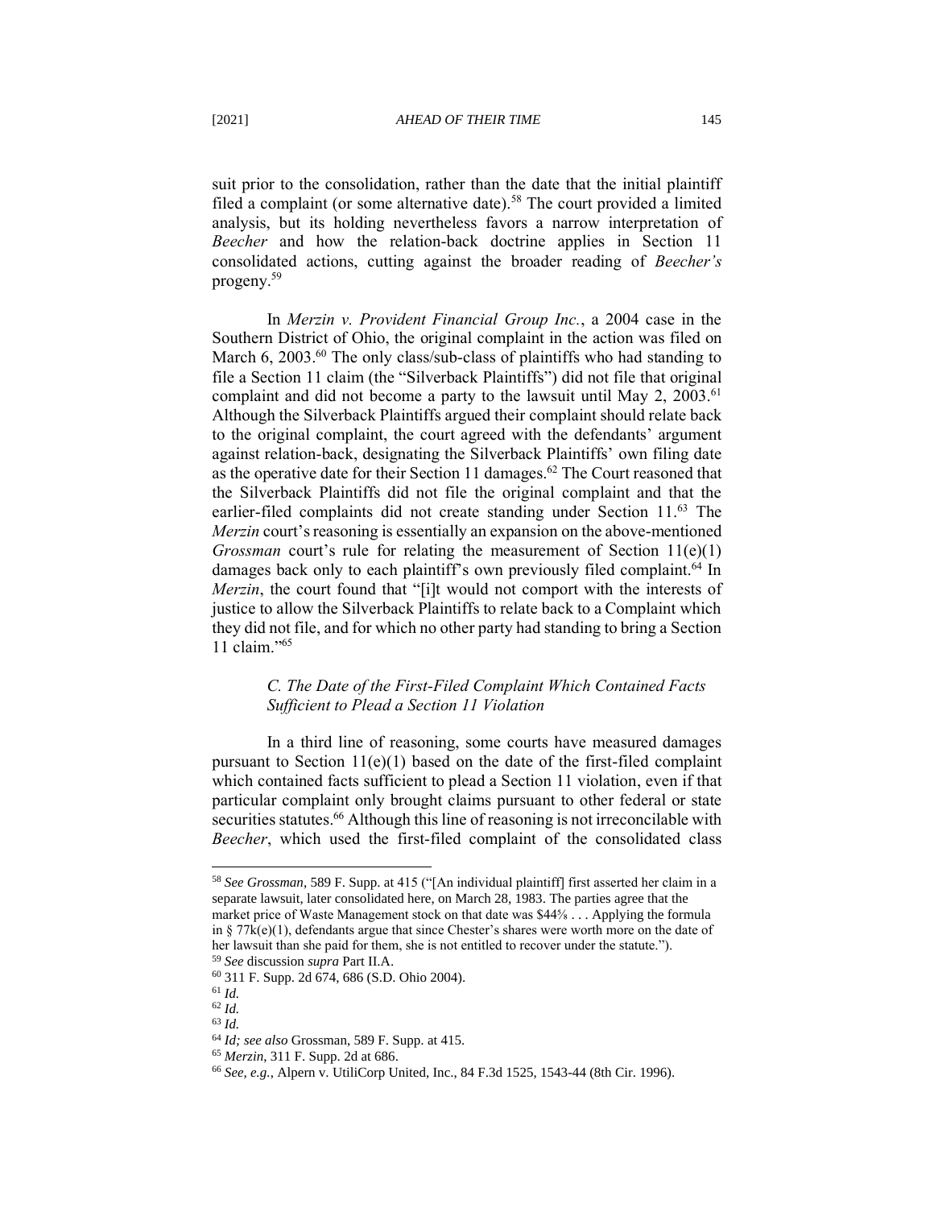suit prior to the consolidation, rather than the date that the initial plaintiff filed a complaint (or some alternative date).[58] The court provided a limited analysis, but its holding nevertheless favors a narrow interpretation of *Beecher* and how the relation-back doctrine applies in Section 11 consolidated actions, cutting against the broader reading of *Beecher's* progeny.[59]

In *Merzin v. Provident Financial Group Inc.*, a 2004 case in the Southern District of Ohio, the original complaint in the action was filed on March 6, 2003.[60] The only class/sub-class of plaintiffs who had standing to file a Section 11 claim (the "Silverback Plaintiffs") did not file that original complaint and did not become a party to the lawsuit until May 2, 2003.[61] Although the Silverback Plaintiffs argued their complaint should relate back to the original complaint, the court agreed with the defendants' argument against relation-back, designating the Silverback Plaintiffs' own filing date as the operative date for their Section 11 damages.[62] The Court reasoned that the Silverback Plaintiffs did not file the original complaint and that the earlier-filed complaints did not create standing under Section 11.[63] The *Merzin* court's reasoning is essentially an expansion on the above-mentioned *Grossman* court's rule for relating the measurement of Section 11(e)(1) damages back only to each plaintiff's own previously filed complaint.[64] In *Merzin*, the court found that "[i]t would not comport with the interests of justice to allow the Silverback Plaintiffs to relate back to a Complaint which they did not file, and for which no other party had standing to bring a Section 11 claim."[65]

### *C. The Date of the First-Filed Complaint Which Contained Facts Sufficient to Plead a Section 11 Violation*

In a third line of reasoning, some courts have measured damages pursuant to Section 11(e)(1) based on the date of the first-filed complaint which contained facts sufficient to plead a Section 11 violation, even if that particular complaint only brought claims pursuant to other federal or state securities statutes.[66] Although this line of reasoning is not irreconcilable with *Beecher*, which used the first-filed complaint of the consolidated class

---

[58] *See Grossman*, 589 F. Supp. at 415 ("[An individual plaintiff] first asserted her claim in a separate lawsuit, later consolidated here, on March 28, 1983. The parties agree that the market price of Waste Management stock on that date was \$44⅝ . . . Applying the formula in § 77k(e)(1), defendants argue that since Chester's shares were worth more on the date of her lawsuit than she paid for them, she is not entitled to recover under the statute.").

[59] *See* discussion *supra* Part II.A.

[60] 311 F. Supp. 2d 674, 686 (S.D. Ohio 2004).

[61] *Id.*

[62] *Id.*

[63] *Id.*

[64] *Id; see also* Grossman, 589 F. Supp. at 415.

[65] *Merzin*, 311 F. Supp. 2d at 686.

[66] *See, e.g.*, Alpern v. UtiliCorp United, Inc., 84 F.3d 1525, 1543-44 (8th Cir. 1996).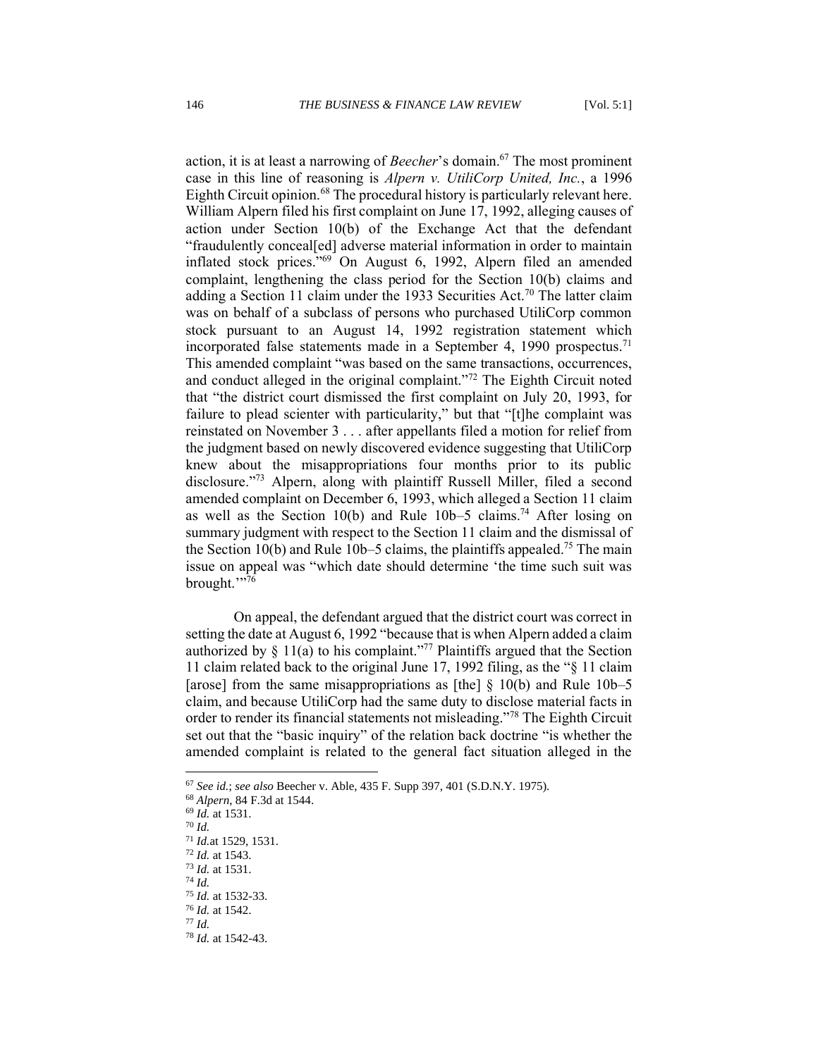action, it is at least a narrowing of *Beecher*'s domain.[67] The most prominent case in this line of reasoning is *Alpern v. UtiliCorp United, Inc.*, a 1996 Eighth Circuit opinion.[68] The procedural history is particularly relevant here. William Alpern filed his first complaint on June 17, 1992, alleging causes of action under Section 10(b) of the Exchange Act that the defendant "fraudulently conceal[ed] adverse material information in order to maintain inflated stock prices."[69] On August 6, 1992, Alpern filed an amended complaint, lengthening the class period for the Section 10(b) claims and adding a Section 11 claim under the 1933 Securities Act.[70] The latter claim was on behalf of a subclass of persons who purchased UtiliCorp common stock pursuant to an August 14, 1992 registration statement which incorporated false statements made in a September 4, 1990 prospectus.[71] This amended complaint "was based on the same transactions, occurrences, and conduct alleged in the original complaint."[72] The Eighth Circuit noted that "the district court dismissed the first complaint on July 20, 1993, for failure to plead scienter with particularity," but that "[t]he complaint was reinstated on November 3 . . . after appellants filed a motion for relief from the judgment based on newly discovered evidence suggesting that UtiliCorp knew about the misappropriations four months prior to its public disclosure."[73] Alpern, along with plaintiff Russell Miller, filed a second amended complaint on December 6, 1993, which alleged a Section 11 claim as well as the Section 10(b) and Rule 10b–5 claims.[74] After losing on summary judgment with respect to the Section 11 claim and the dismissal of the Section 10(b) and Rule 10b–5 claims, the plaintiffs appealed.[75] The main issue on appeal was "which date should determine 'the time such suit was brought.'"[76]

On appeal, the defendant argued that the district court was correct in setting the date at August 6, 1992 "because that is when Alpern added a claim authorized by § 11(a) to his complaint."[77] Plaintiffs argued that the Section 11 claim related back to the original June 17, 1992 filing, as the "§ 11 claim [arose] from the same misappropriations as [the] § 10(b) and Rule 10b–5 claim, and because UtiliCorp had the same duty to disclose material facts in order to render its financial statements not misleading."[78] The Eighth Circuit set out that the "basic inquiry" of the relation back doctrine "is whether the amended complaint is related to the general fact situation alleged in the

---

[67] *See id.*; *see also* Beecher v. Able, 435 F. Supp 397, 401 (S.D.N.Y. 1975).

[68] *Alpern*, 84 F.3d at 1544.

[69] *Id.* at 1531.

[70] *Id.*

[71] *Id.*at 1529, 1531.

[72] *Id.* at 1543.

[73] *Id.* at 1531.

[74] *Id.*

[75] *Id.* at 1532-33.

[76] *Id.* at 1542.

[77] *Id.*

[78] *Id.* at 1542-43.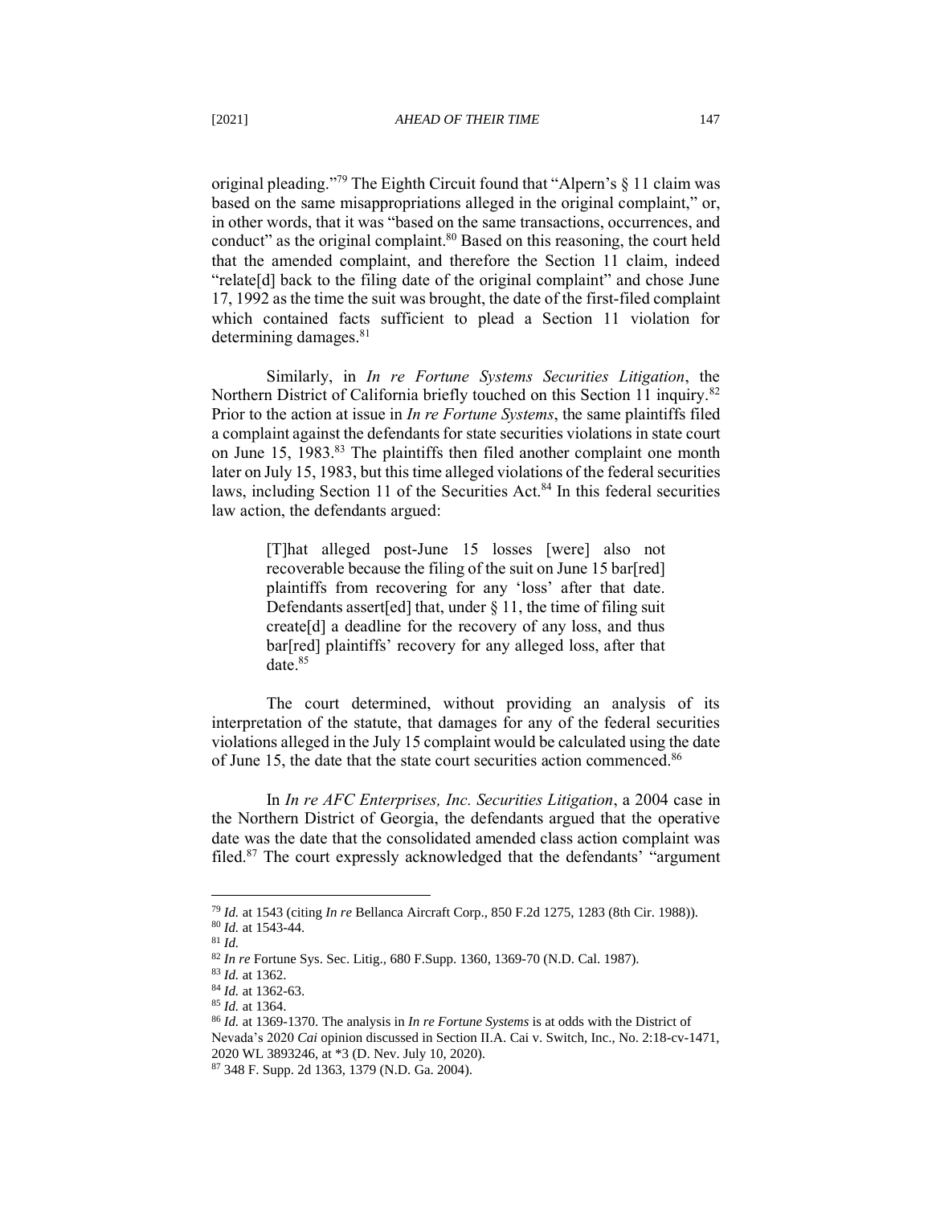original pleading."[79] The Eighth Circuit found that "Alpern's § 11 claim was based on the same misappropriations alleged in the original complaint," or, in other words, that it was "based on the same transactions, occurrences, and conduct" as the original complaint.[80] Based on this reasoning, the court held that the amended complaint, and therefore the Section 11 claim, indeed "relate[d] back to the filing date of the original complaint" and chose June 17, 1992 as the time the suit was brought, the date of the first-filed complaint which contained facts sufficient to plead a Section 11 violation for determining damages.[81]

Similarly, in *In re Fortune Systems Securities Litigation*, the Northern District of California briefly touched on this Section 11 inquiry.[82] Prior to the action at issue in *In re Fortune Systems*, the same plaintiffs filed a complaint against the defendants for state securities violations in state court on June 15, 1983.[83] The plaintiffs then filed another complaint one month later on July 15, 1983, but this time alleged violations of the federal securities laws, including Section 11 of the Securities Act.[84] In this federal securities law action, the defendants argued:

> [T]hat alleged post-June 15 losses [were] also not recoverable because the filing of the suit on June 15 bar[red] plaintiffs from recovering for any 'loss' after that date. Defendants assert[ed] that, under § 11, the time of filing suit create[d] a deadline for the recovery of any loss, and thus bar[red] plaintiffs' recovery for any alleged loss, after that date.[85]

The court determined, without providing an analysis of its interpretation of the statute, that damages for any of the federal securities violations alleged in the July 15 complaint would be calculated using the date of June 15, the date that the state court securities action commenced.[86]

In *In re AFC Enterprises, Inc. Securities Litigation*, a 2004 case in the Northern District of Georgia, the defendants argued that the operative date was the date that the consolidated amended class action complaint was filed.[87] The court expressly acknowledged that the defendants' "argument

---

[79] *Id.* at 1543 (citing *In re* Bellanca Aircraft Corp., 850 F.2d 1275, 1283 (8th Cir. 1988)).

[80] *Id.* at 1543-44.

[81] *Id.*

[82] *In re* Fortune Sys. Sec. Litig., 680 F.Supp. 1360, 1369-70 (N.D. Cal. 1987).

[83] *Id.* at 1362.

[84] *Id.* at 1362-63.

[85] *Id.* at 1364.

[86] *Id.* at 1369-1370. The analysis in *In re Fortune Systems* is at odds with the District of Nevada's 2020 *Cai* opinion discussed in Section II.A. Cai v. Switch, Inc., No. 2:18-cv-1471, 2020 WL 3893246, at *3 (D. Nev. July 10, 2020).

[87] 348 F. Supp. 2d 1363, 1379 (N.D. Ga. 2004).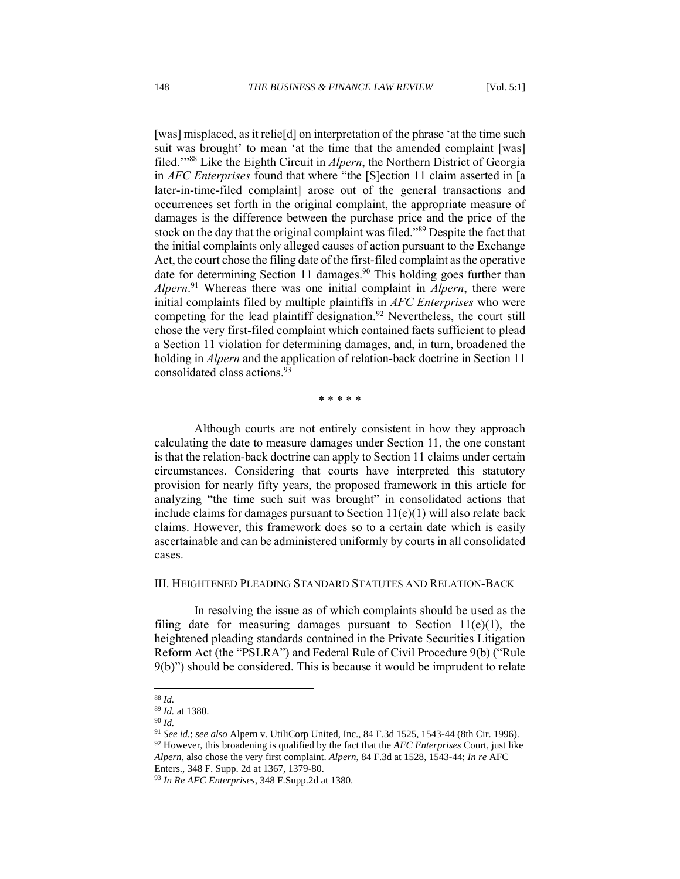[was] misplaced, as it relie[d] on interpretation of the phrase 'at the time such suit was brought' to mean 'at the time that the amended complaint [was] filed.'"[88] Like the Eighth Circuit in *Alpern*, the Northern District of Georgia in *AFC Enterprises* found that where "the [S]ection 11 claim asserted in [a later-in-time-filed complaint] arose out of the general transactions and occurrences set forth in the original complaint, the appropriate measure of damages is the difference between the purchase price and the price of the stock on the day that the original complaint was filed."[89] Despite the fact that the initial complaints only alleged causes of action pursuant to the Exchange Act, the court chose the filing date of the first-filed complaint as the operative date for determining Section 11 damages.[90] This holding goes further than *Alpern*.[91] Whereas there was one initial complaint in *Alpern*, there were initial complaints filed by multiple plaintiffs in *AFC Enterprises* who were competing for the lead plaintiff designation.[92] Nevertheless, the court still chose the very first-filed complaint which contained facts sufficient to plead a Section 11 violation for determining damages, and, in turn, broadened the holding in *Alpern* and the application of relation-back doctrine in Section 11 consolidated class actions.[93]

\* \* \* \* \*

Although courts are not entirely consistent in how they approach calculating the date to measure damages under Section 11, the one constant is that the relation-back doctrine can apply to Section 11 claims under certain circumstances. Considering that courts have interpreted this statutory provision for nearly fifty years, the proposed framework in this article for analyzing "the time such suit was brought" in consolidated actions that include claims for damages pursuant to Section 11(e)(1) will also relate back claims. However, this framework does so to a certain date which is easily ascertainable and can be administered uniformly by courts in all consolidated cases.

## III. Heightened Pleading Standard Statutes and Relation-Back

In resolving the issue as of which complaints should be used as the filing date for measuring damages pursuant to Section 11(e)(1), the heightened pleading standards contained in the Private Securities Litigation Reform Act (the "PSLRA") and Federal Rule of Civil Procedure 9(b) ("Rule 9(b)") should be considered. This is because it would be imprudent to relate

---

[88] *Id.*

[89] *Id.* at 1380.

[90] *Id.*

[91] *See id.*; *see also* Alpern v. UtiliCorp United, Inc., 84 F.3d 1525, 1543-44 (8th Cir. 1996).

[92] However, this broadening is qualified by the fact that the *AFC Enterprises* Court, just like *Alpern*, also chose the very first complaint. *Alpern*, 84 F.3d at 1528, 1543-44; *In re* AFC Enters., 348 F. Supp. 2d at 1367, 1379-80.

[93] *In Re AFC Enterprises*, 348 F.Supp.2d at 1380.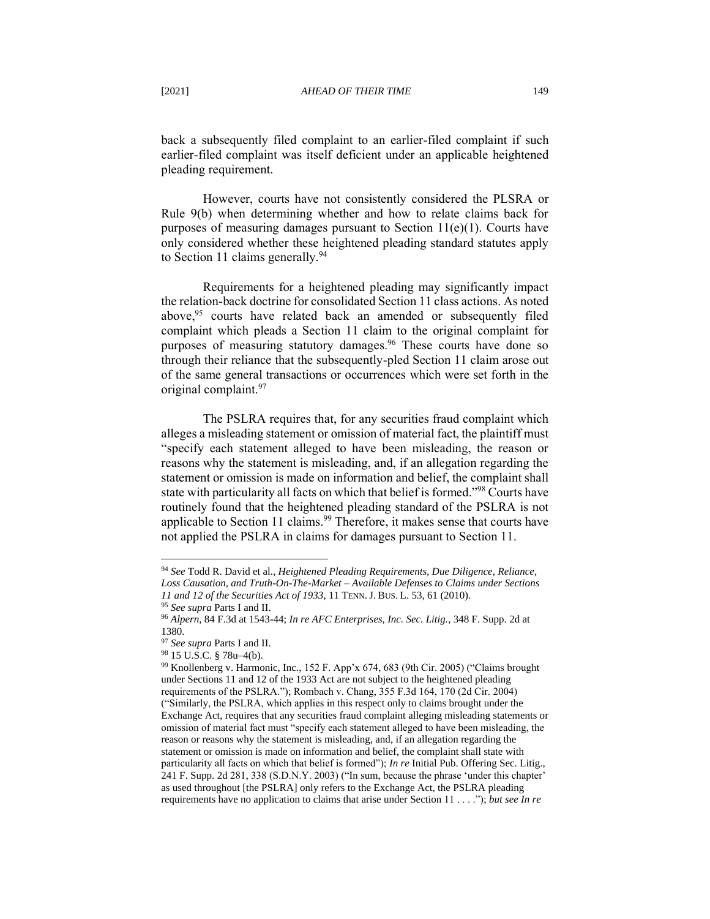back a subsequently filed complaint to an earlier-filed complaint if such earlier-filed complaint was itself deficient under an applicable heightened pleading requirement.

However, courts have not consistently considered the PLSRA or Rule 9(b) when determining whether and how to relate claims back for purposes of measuring damages pursuant to Section 11(e)(1). Courts have only considered whether these heightened pleading standard statutes apply to Section 11 claims generally.[94]

Requirements for a heightened pleading may significantly impact the relation-back doctrine for consolidated Section 11 class actions. As noted above,[95] courts have related back an amended or subsequently filed complaint which pleads a Section 11 claim to the original complaint for purposes of measuring statutory damages.[96] These courts have done so through their reliance that the subsequently-pled Section 11 claim arose out of the same general transactions or occurrences which were set forth in the original complaint.[97]

The PSLRA requires that, for any securities fraud complaint which alleges a misleading statement or omission of material fact, the plaintiff must "specify each statement alleged to have been misleading, the reason or reasons why the statement is misleading, and, if an allegation regarding the statement or omission is made on information and belief, the complaint shall state with particularity all facts on which that belief is formed."[98] Courts have routinely found that the heightened pleading standard of the PSLRA is not applicable to Section 11 claims.[99] Therefore, it makes sense that courts have not applied the PSLRA in claims for damages pursuant to Section 11.

---

[94] *See* Todd R. David et al., *Heightened Pleading Requirements, Due Diligence, Reliance, Loss Causation, and Truth-On-The-Market – Available Defenses to Claims under Sections 11 and 12 of the Securities Act of 1933*, 11 TENN. J. BUS. L. 53, 61 (2010).

[95] *See supra* Parts I and II.

[96] *Alpern*, 84 F.3d at 1543-44; *In re AFC Enterprises, Inc. Sec. Litig.*, 348 F. Supp. 2d at 1380.

[97] *See supra* Parts I and II.

[98] 15 U.S.C. § 78u–4(b).

[99] Knollenberg v. Harmonic, Inc., 152 F. App'x 674, 683 (9th Cir. 2005) ("Claims brought under Sections 11 and 12 of the 1933 Act are not subject to the heightened pleading requirements of the PSLRA."); Rombach v. Chang, 355 F.3d 164, 170 (2d Cir. 2004) ("Similarly, the PSLRA, which applies in this respect only to claims brought under the Exchange Act, requires that any securities fraud complaint alleging misleading statements or omission of material fact must "specify each statement alleged to have been misleading, the reason or reasons why the statement is misleading, and, if an allegation regarding the statement or omission is made on information and belief, the complaint shall state with particularity all facts on which that belief is formed"); *In re* Initial Pub. Offering Sec. Litig., 241 F. Supp. 2d 281, 338 (S.D.N.Y. 2003) ("In sum, because the phrase 'under this chapter' as used throughout [the PSLRA] only refers to the Exchange Act, the PSLRA pleading requirements have no application to claims that arise under Section 11 . . . ."); *but see In re*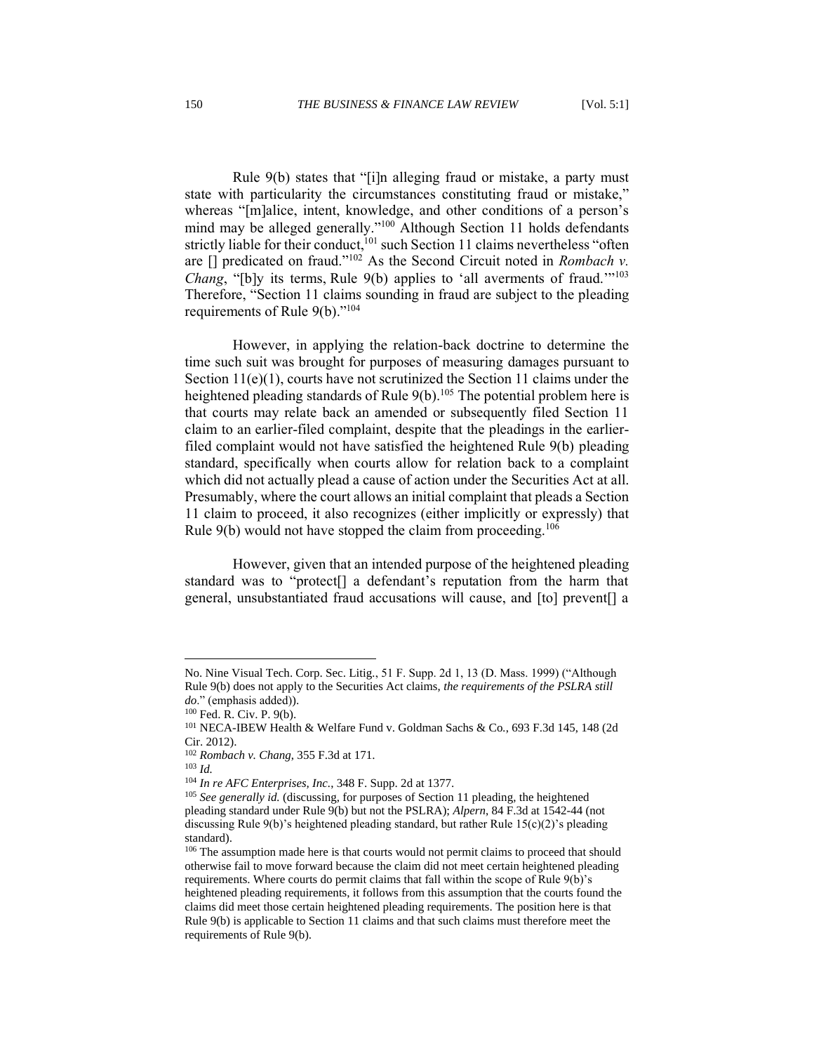Rule 9(b) states that "[i]n alleging fraud or mistake, a party must state with particularity the circumstances constituting fraud or mistake," whereas "[m]alice, intent, knowledge, and other conditions of a person's mind may be alleged generally."[100] Although Section 11 holds defendants strictly liable for their conduct,[101] such Section 11 claims nevertheless "often are [] predicated on fraud."[102] As the Second Circuit noted in *Rombach v. Chang*, "[b]y its terms, Rule 9(b) applies to 'all averments of fraud.'"[103] Therefore, "Section 11 claims sounding in fraud are subject to the pleading requirements of Rule 9(b)."[104]

However, in applying the relation-back doctrine to determine the time such suit was brought for purposes of measuring damages pursuant to Section 11(e)(1), courts have not scrutinized the Section 11 claims under the heightened pleading standards of Rule 9(b).[105] The potential problem here is that courts may relate back an amended or subsequently filed Section 11 claim to an earlier-filed complaint, despite that the pleadings in the earlier-filed complaint would not have satisfied the heightened Rule 9(b) pleading standard, specifically when courts allow for relation back to a complaint which did not actually plead a cause of action under the Securities Act at all. Presumably, where the court allows an initial complaint that pleads a Section 11 claim to proceed, it also recognizes (either implicitly or expressly) that Rule 9(b) would not have stopped the claim from proceeding.[106]

However, given that an intended purpose of the heightened pleading standard was to "protect[] a defendant's reputation from the harm that general, unsubstantiated fraud accusations will cause, and [to] prevent[] a

---

No. Nine Visual Tech. Corp. Sec. Litig., 51 F. Supp. 2d 1, 13 (D. Mass. 1999) ("Although Rule 9(b) does not apply to the Securities Act claims, *the requirements of the PSLRA still do*." (emphasis added)).

[100] Fed. R. Civ. P. 9(b).

[101] NECA-IBEW Health & Welfare Fund v. Goldman Sachs & Co., 693 F.3d 145, 148 (2d Cir. 2012).

[102] *Rombach v. Chang*, 355 F.3d at 171.

[103] *Id.*

[104] *In re AFC Enterprises, Inc.*, 348 F. Supp. 2d at 1377.

[105] *See generally id.* (discussing, for purposes of Section 11 pleading, the heightened pleading standard under Rule 9(b) but not the PSLRA); *Alpern*, 84 F.3d at 1542-44 (not discussing Rule 9(b)'s heightened pleading standard, but rather Rule 15(c)(2)'s pleading standard).

[106] The assumption made here is that courts would not permit claims to proceed that should otherwise fail to move forward because the claim did not meet certain heightened pleading requirements. Where courts do permit claims that fall within the scope of Rule 9(b)'s heightened pleading requirements, it follows from this assumption that the courts found the claims did meet those certain heightened pleading requirements. The position here is that Rule 9(b) is applicable to Section 11 claims and that such claims must therefore meet the requirements of Rule 9(b).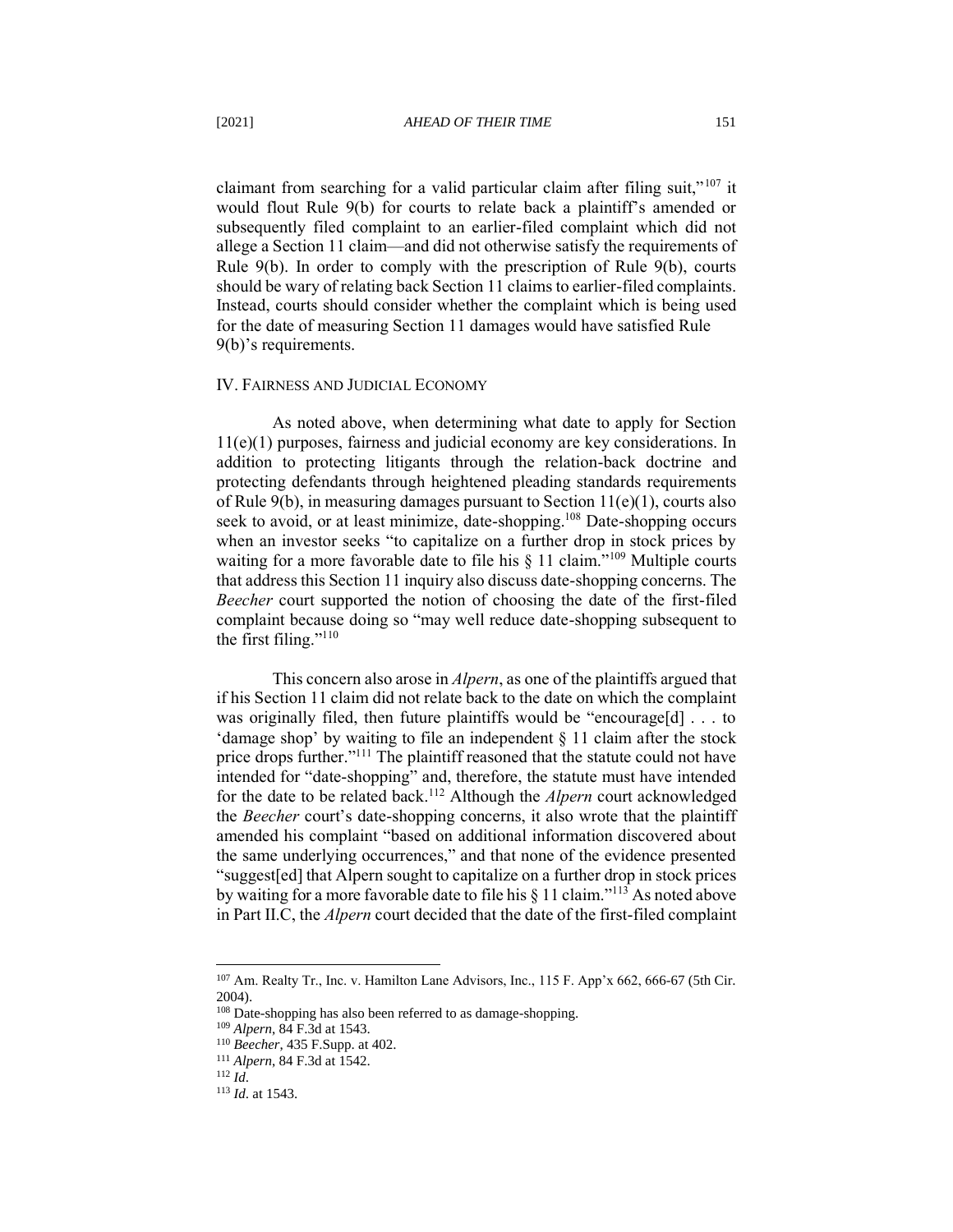claimant from searching for a valid particular claim after filing suit,"[107] it would flout Rule 9(b) for courts to relate back a plaintiff's amended or subsequently filed complaint to an earlier-filed complaint which did not allege a Section 11 claim—and did not otherwise satisfy the requirements of Rule 9(b). In order to comply with the prescription of Rule 9(b), courts should be wary of relating back Section 11 claims to earlier-filed complaints. Instead, courts should consider whether the complaint which is being used for the date of measuring Section 11 damages would have satisfied Rule 9(b)'s requirements.

## IV. Fairness and Judicial Economy

As noted above, when determining what date to apply for Section 11(e)(1) purposes, fairness and judicial economy are key considerations. In addition to protecting litigants through the relation-back doctrine and protecting defendants through heightened pleading standards requirements of Rule 9(b), in measuring damages pursuant to Section 11(e)(1), courts also seek to avoid, or at least minimize, date-shopping.[108] Date-shopping occurs when an investor seeks "to capitalize on a further drop in stock prices by waiting for a more favorable date to file his § 11 claim."[109] Multiple courts that address this Section 11 inquiry also discuss date-shopping concerns. The *Beecher* court supported the notion of choosing the date of the first-filed complaint because doing so "may well reduce date-shopping subsequent to the first filing."[110]

This concern also arose in *Alpern*, as one of the plaintiffs argued that if his Section 11 claim did not relate back to the date on which the complaint was originally filed, then future plaintiffs would be "encourage[d] . . . to 'damage shop' by waiting to file an independent § 11 claim after the stock price drops further."[111] The plaintiff reasoned that the statute could not have intended for "date-shopping" and, therefore, the statute must have intended for the date to be related back.[112] Although the *Alpern* court acknowledged the *Beecher* court's date-shopping concerns, it also wrote that the plaintiff amended his complaint "based on additional information discovered about the same underlying occurrences," and that none of the evidence presented "suggest[ed] that Alpern sought to capitalize on a further drop in stock prices by waiting for a more favorable date to file his § 11 claim."[113] As noted above in Part II.C, the *Alpern* court decided that the date of the first-filed complaint

---

[107] Am. Realty Tr., Inc. v. Hamilton Lane Advisors, Inc., 115 F. App'x 662, 666-67 (5th Cir. 2004).

[108] Date-shopping has also been referred to as damage-shopping.

[109] *Alpern*, 84 F.3d at 1543.

[110] *Beecher*, 435 F.Supp. at 402.

[111] *Alpern*, 84 F.3d at 1542.

[112] *Id.*

[113] *Id.* at 1543.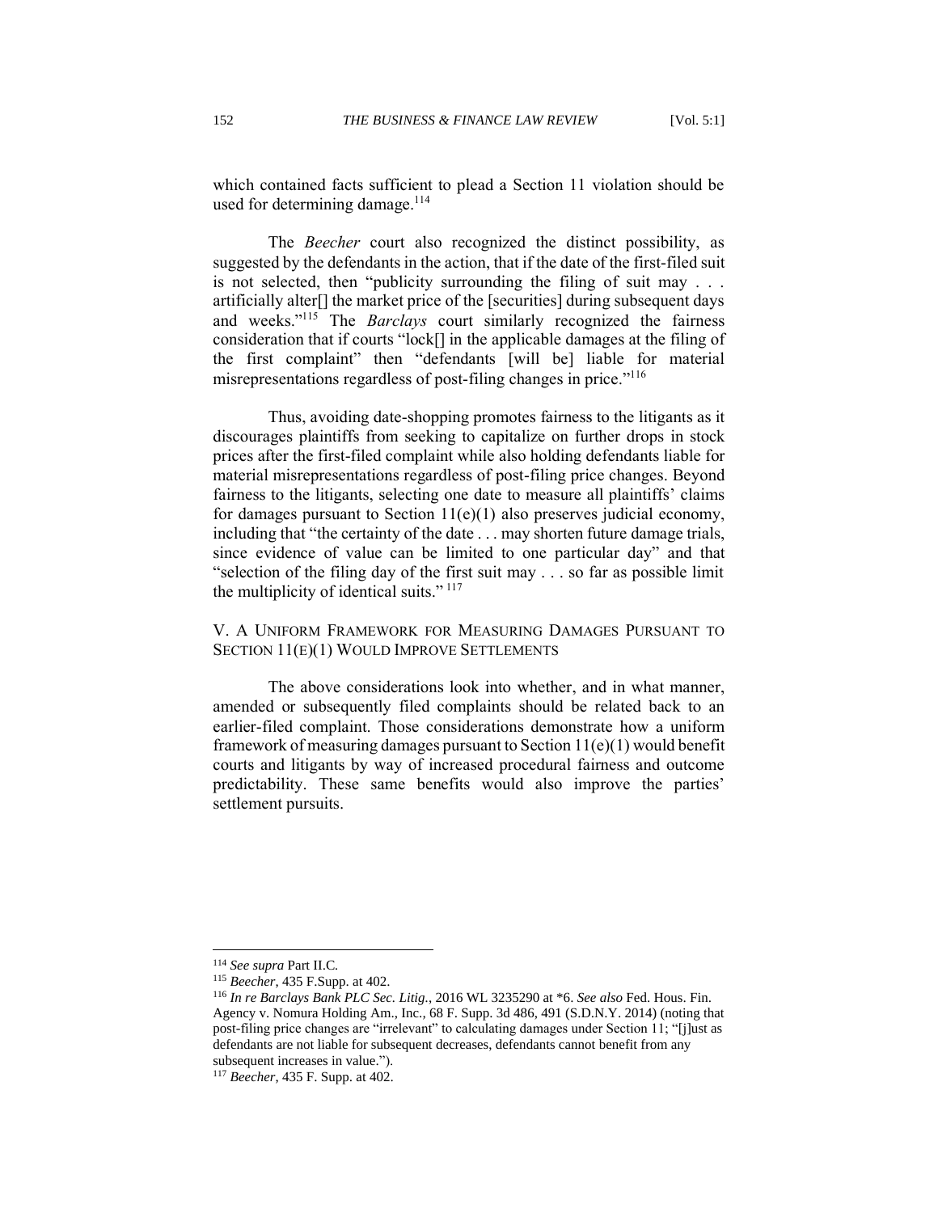which contained facts sufficient to plead a Section 11 violation should be used for determining damage.[114]

The *Beecher* court also recognized the distinct possibility, as suggested by the defendants in the action, that if the date of the first-filed suit is not selected, then "publicity surrounding the filing of suit may . . . artificially alter[] the market price of the [securities] during subsequent days and weeks."[115] The *Barclays* court similarly recognized the fairness consideration that if courts "lock[] in the applicable damages at the filing of the first complaint" then "defendants [will be] liable for material misrepresentations regardless of post-filing changes in price."[116]

Thus, avoiding date-shopping promotes fairness to the litigants as it discourages plaintiffs from seeking to capitalize on further drops in stock prices after the first-filed complaint while also holding defendants liable for material misrepresentations regardless of post-filing price changes. Beyond fairness to the litigants, selecting one date to measure all plaintiffs' claims for damages pursuant to Section 11(e)(1) also preserves judicial economy, including that "the certainty of the date . . . may shorten future damage trials, since evidence of value can be limited to one particular day" and that "selection of the filing day of the first suit may . . . so far as possible limit the multiplicity of identical suits."[117]

## V. A Uniform Framework for Measuring Damages Pursuant to Section 11(e)(1) Would Improve Settlements

The above considerations look into whether, and in what manner, amended or subsequently filed complaints should be related back to an earlier-filed complaint. Those considerations demonstrate how a uniform framework of measuring damages pursuant to Section 11(e)(1) would benefit courts and litigants by way of increased procedural fairness and outcome predictability. These same benefits would also improve the parties' settlement pursuits.

---

[114] *See supra* Part II.C.

[115] *Beecher*, 435 F.Supp. at 402.

[116] *In re Barclays Bank PLC Sec. Litig.*, 2016 WL 3235290 at *6. *See also* Fed. Hous. Fin. Agency v. Nomura Holding Am., Inc., 68 F. Supp. 3d 486, 491 (S.D.N.Y. 2014) (noting that post-filing price changes are "irrelevant" to calculating damages under Section 11; "[j]ust as defendants are not liable for subsequent decreases, defendants cannot benefit from any subsequent increases in value.").

[117] *Beecher*, 435 F. Supp. at 402.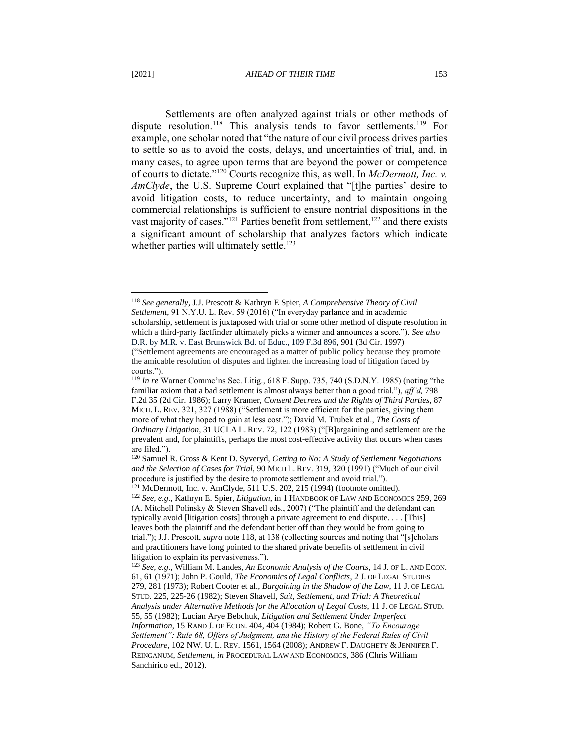Settlements are often analyzed against trials or other methods of dispute resolution.[118] This analysis tends to favor settlements.[119] For example, one scholar noted that "the nature of our civil process drives parties to settle so as to avoid the costs, delays, and uncertainties of trial, and, in many cases, to agree upon terms that are beyond the power or competence of courts to dictate."[120] Courts recognize this, as well. In *McDermott, Inc. v. AmClyde*, the U.S. Supreme Court explained that "[t]he parties' desire to avoid litigation costs, to reduce uncertainty, and to maintain ongoing commercial relationships is sufficient to ensure nontrial dispositions in the vast majority of cases."[121] Parties benefit from settlement,[122] and there exists a significant amount of scholarship that analyzes factors which indicate whether parties will ultimately settle.[123]

---

[118] *See generally*, J.J. Prescott & Kathryn E Spier, *A Comprehensive Theory of Civil Settlement*, 91 N.Y.U. L. Rev. 59 (2016) ("In everyday parlance and in academic scholarship, settlement is juxtaposed with trial or some other method of dispute resolution in which a third-party factfinder ultimately picks a winner and announces a score."). *See also* D.R. by M.R. v. East Brunswick Bd. of Educ., 109 F.3d 896, 901 (3d Cir. 1997) ("Settlement agreements are encouraged as a matter of public policy because they promote the amicable resolution of disputes and lighten the increasing load of litigation faced by courts.").

[119] *In re* Warner Commc'ns Sec. Litig., 618 F. Supp. 735, 740 (S.D.N.Y. 1985) (noting "the familiar axiom that a bad settlement is almost always better than a good trial."), *aff'd,* 798 F.2d 35 (2d Cir. 1986); Larry Kramer, *Consent Decrees and the Rights of Third Parties*, 87 MICH. L. REV. 321, 327 (1988) ("Settlement is more efficient for the parties, giving them more of what they hoped to gain at less cost."); David M. Trubek et al., *The Costs of Ordinary Litigation*, 31 UCLA L. REV. 72, 122 (1983) ("[B]argaining and settlement are the prevalent and, for plaintiffs, perhaps the most cost-effective activity that occurs when cases are filed.").

[120] Samuel R. Gross & Kent D. Syveryd, *Getting to No: A Study of Settlement Negotiations and the Selection of Cases for Trial*, 90 MICH L. REV. 319, 320 (1991) ("Much of our civil procedure is justified by the desire to promote settlement and avoid trial.").

[121] McDermott, Inc. v. AmClyde, 511 U.S. 202, 215 (1994) (footnote omitted).

[122] *See, e.g.*, Kathryn E. Spier, *Litigation*, in 1 HANDBOOK OF LAW AND ECONOMICS 259, 269 (A. Mitchell Polinsky & Steven Shavell eds., 2007) ("The plaintiff and the defendant can typically avoid [litigation costs] through a private agreement to end dispute. . . . [This] leaves both the plaintiff and the defendant better off than they would be from going to trial."); J.J. Prescott, *supra* note 118, at 138 (collecting sources and noting that "[s]cholars and practitioners have long pointed to the shared private benefits of settlement in civil litigation to explain its pervasiveness.").

[123] *See, e.g.*, William M. Landes, *An Economic Analysis of the Courts*, 14 J. OF L. AND ECON. 61, 61 (1971); John P. Gould, *The Economics of Legal Conflicts*, 2 J. OF LEGAL STUDIES 279, 281 (1973); Robert Cooter et al., *Bargaining in the Shadow of the Law*, 11 J. OF LEGAL STUD. 225, 225-26 (1982); Steven Shavell, *Suit, Settlement, and Trial: A Theoretical Analysis under Alternative Methods for the Allocation of Legal Costs*, 11 J. OF LEGAL STUD. 55, 55 (1982); Lucian Arye Bebchuk, *Litigation and Settlement Under Imperfect Information*, 15 RAND J. OF ECON. 404, 404 (1984); Robert G. Bone, *"To Encourage Settlement": Rule 68, Offers of Judgment, and the History of the Federal Rules of Civil Procedure*, 102 NW. U. L. REV. 1561, 1564 (2008); ANDREW F. DAUGHETY & JENNIFER F. REINGANUM, *Settlement*, *in* PROCEDURAL LAW AND ECONOMICS, 386 (Chris William Sanchirico ed., 2012).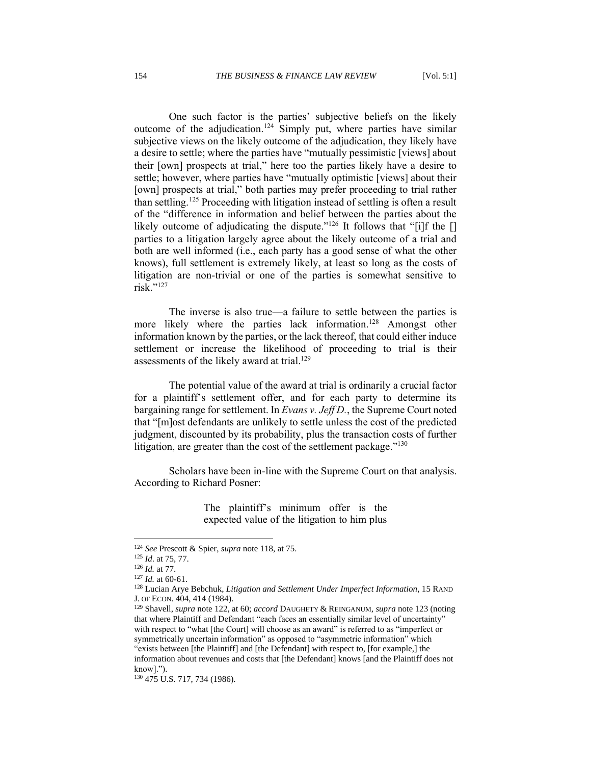One such factor is the parties' subjective beliefs on the likely outcome of the adjudication.[124] Simply put, where parties have similar subjective views on the likely outcome of the adjudication, they likely have a desire to settle; where the parties have "mutually pessimistic [views] about their [own] prospects at trial," here too the parties likely have a desire to settle; however, where parties have "mutually optimistic [views] about their [own] prospects at trial," both parties may prefer proceeding to trial rather than settling.[125] Proceeding with litigation instead of settling is often a result of the "difference in information and belief between the parties about the likely outcome of adjudicating the dispute."[126] It follows that "[i]f the [] parties to a litigation largely agree about the likely outcome of a trial and both are well informed (i.e., each party has a good sense of what the other knows), full settlement is extremely likely, at least so long as the costs of litigation are non-trivial or one of the parties is somewhat sensitive to risk."[127]

The inverse is also true—a failure to settle between the parties is more likely where the parties lack information.[128] Amongst other information known by the parties, or the lack thereof, that could either induce settlement or increase the likelihood of proceeding to trial is their assessments of the likely award at trial.[129]

The potential value of the award at trial is ordinarily a crucial factor for a plaintiff's settlement offer, and for each party to determine its bargaining range for settlement. In *Evans v. Jeff D.*, the Supreme Court noted that "[m]ost defendants are unlikely to settle unless the cost of the predicted judgment, discounted by its probability, plus the transaction costs of further litigation, are greater than the cost of the settlement package."[130]

Scholars have been in-line with the Supreme Court on that analysis. According to Richard Posner:

> The plaintiff's minimum offer is the expected value of the litigation to him plus

---

[124] *See* Prescott & Spier, *supra* note 118, at 75.

[125] *Id*. at 75, 77.

[126] *Id.* at 77.

[127] *Id.* at 60-61.

[128] Lucian Arye Bebchuk, *Litigation and Settlement Under Imperfect Information*, 15 RAND J. OF ECON. 404, 414 (1984).

[129] Shavell, *supra* note 122, at 60; *accord* DAUGHETY & REINGANUM, *supra* note 123 (noting that where Plaintiff and Defendant "each faces an essentially similar level of uncertainty" with respect to "what [the Court] will choose as an award" is referred to as "imperfect or symmetrically uncertain information" as opposed to "asymmetric information" which "exists between [the Plaintiff] and [the Defendant] with respect to, [for example,] the information about revenues and costs that [the Defendant] knows [and the Plaintiff does not know].").

[130] 475 U.S. 717, 734 (1986).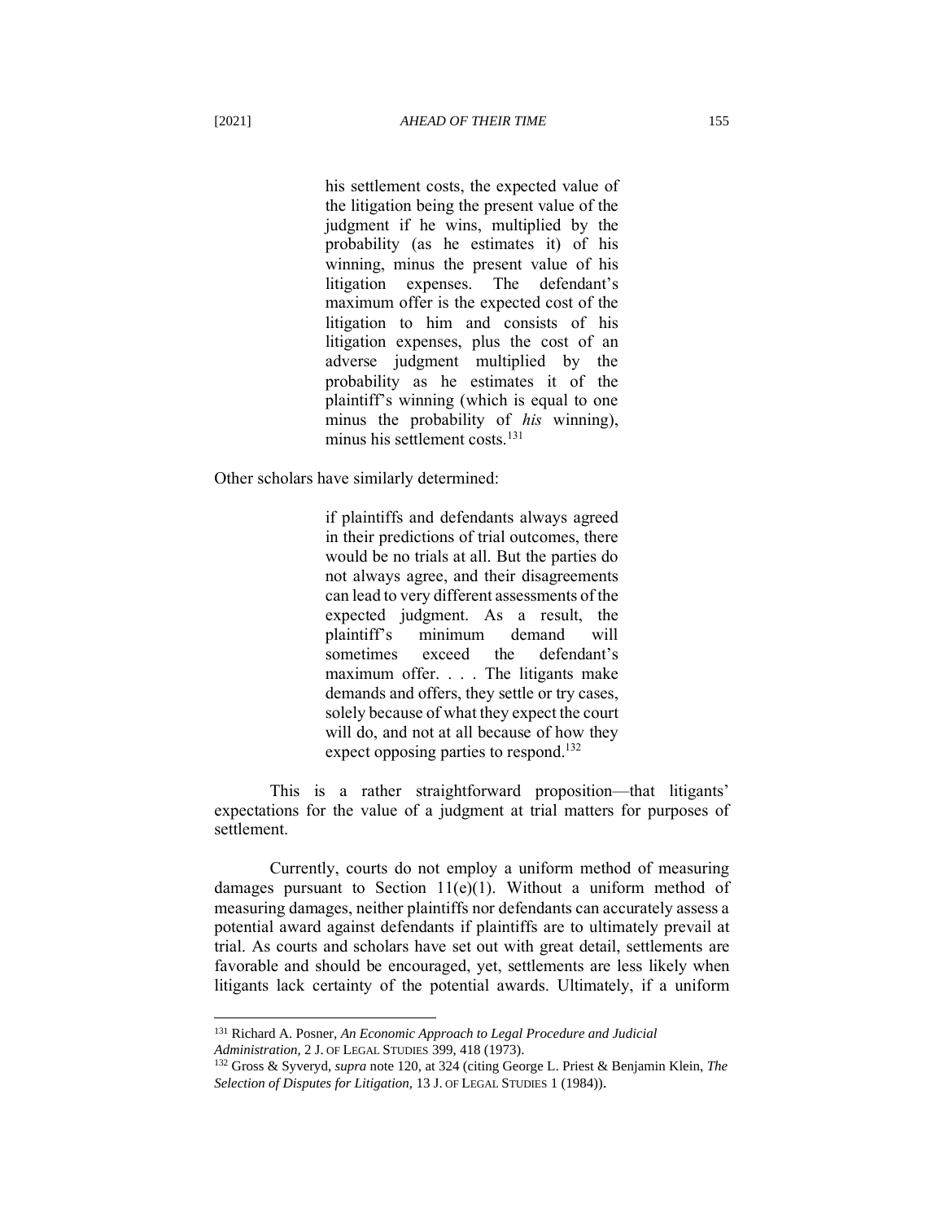> his settlement costs, the expected value of the litigation being the present value of the judgment if he wins, multiplied by the probability (as he estimates it) of his winning, minus the present value of his litigation expenses. The defendant's maximum offer is the expected cost of the litigation to him and consists of his litigation expenses, plus the cost of an adverse judgment multiplied by the probability as he estimates it of the plaintiff's winning (which is equal to one minus the probability of *his* winning), minus his settlement costs.[131]

Other scholars have similarly determined:

> if plaintiffs and defendants always agreed in their predictions of trial outcomes, there would be no trials at all. But the parties do not always agree, and their disagreements can lead to very different assessments of the expected judgment. As a result, the plaintiff's minimum demand will sometimes exceed the defendant's maximum offer. . . . The litigants make demands and offers, they settle or try cases, solely because of what they expect the court will do, and not at all because of how they expect opposing parties to respond.[132]

This is a rather straightforward proposition—that litigants' expectations for the value of a judgment at trial matters for purposes of settlement.

Currently, courts do not employ a uniform method of measuring damages pursuant to Section 11(e)(1). Without a uniform method of measuring damages, neither plaintiffs nor defendants can accurately assess a potential award against defendants if plaintiffs are to ultimately prevail at trial. As courts and scholars have set out with great detail, settlements are favorable and should be encouraged, yet, settlements are less likely when litigants lack certainty of the potential awards. Ultimately, if a uniform

---

[131] Richard A. Posner, *An Economic Approach to Legal Procedure and Judicial Administration*, 2 J. OF LEGAL STUDIES 399, 418 (1973).

[132] Gross & Syveryd, *supra* note 120, at 324 (citing George L. Priest & Benjamin Klein, *The Selection of Disputes for Litigation*, 13 J. OF LEGAL STUDIES 1 (1984)).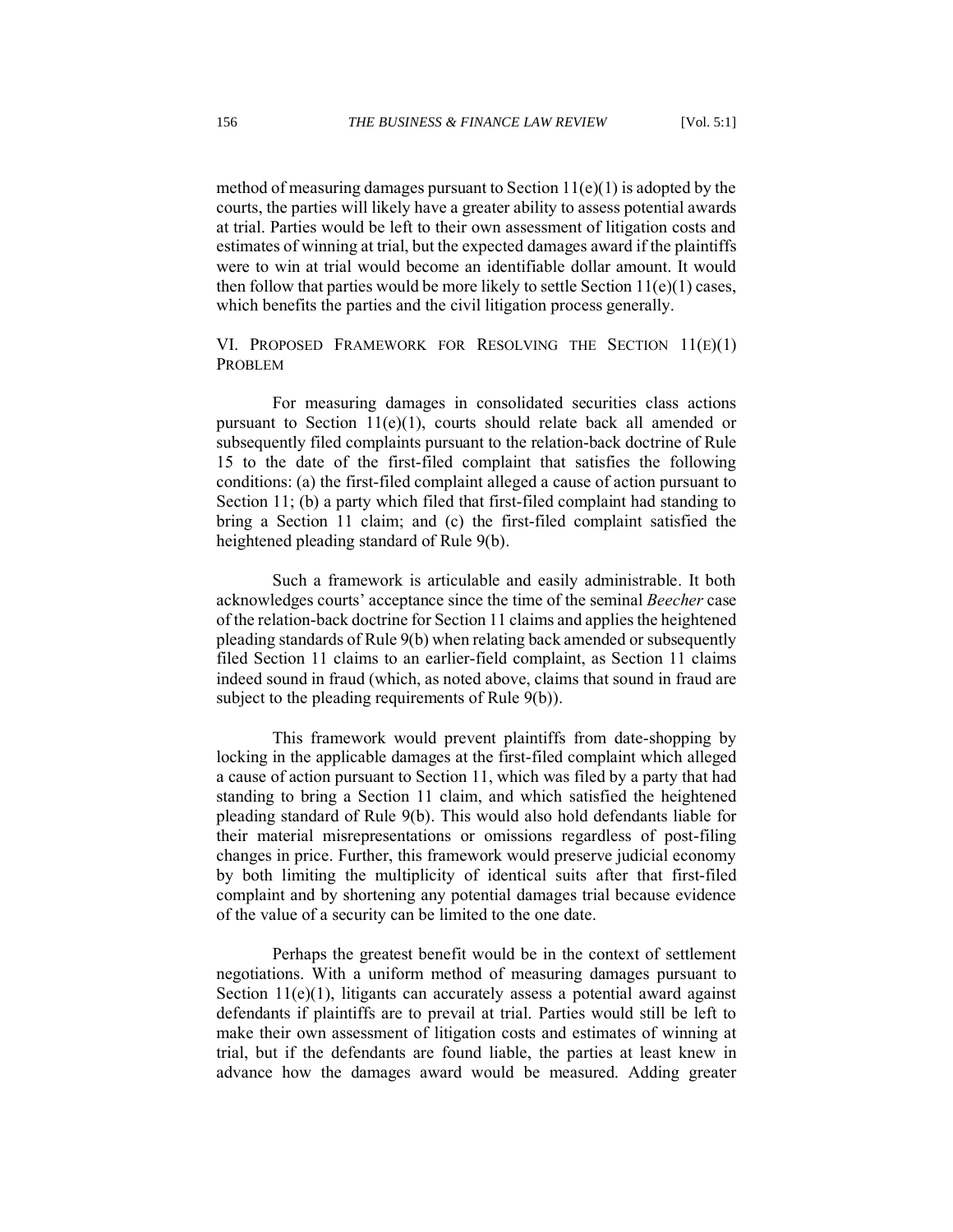method of measuring damages pursuant to Section 11(e)(1) is adopted by the courts, the parties will likely have a greater ability to assess potential awards at trial. Parties would be left to their own assessment of litigation costs and estimates of winning at trial, but the expected damages award if the plaintiffs were to win at trial would become an identifiable dollar amount. It would then follow that parties would be more likely to settle Section 11(e)(1) cases, which benefits the parties and the civil litigation process generally.

## VI. Proposed Framework for Resolving the Section 11(e)(1) Problem

For measuring damages in consolidated securities class actions pursuant to Section 11(e)(1), courts should relate back all amended or subsequently filed complaints pursuant to the relation-back doctrine of Rule 15 to the date of the first-filed complaint that satisfies the following conditions: (a) the first-filed complaint alleged a cause of action pursuant to Section 11; (b) a party which filed that first-filed complaint had standing to bring a Section 11 claim; and (c) the first-filed complaint satisfied the heightened pleading standard of Rule 9(b).

Such a framework is articulable and easily administrable. It both acknowledges courts' acceptance since the time of the seminal *Beecher* case of the relation-back doctrine for Section 11 claims and applies the heightened pleading standards of Rule 9(b) when relating back amended or subsequently filed Section 11 claims to an earlier-field complaint, as Section 11 claims indeed sound in fraud (which, as noted above, claims that sound in fraud are subject to the pleading requirements of Rule 9(b)).

This framework would prevent plaintiffs from date-shopping by locking in the applicable damages at the first-filed complaint which alleged a cause of action pursuant to Section 11, which was filed by a party that had standing to bring a Section 11 claim, and which satisfied the heightened pleading standard of Rule 9(b). This would also hold defendants liable for their material misrepresentations or omissions regardless of post-filing changes in price. Further, this framework would preserve judicial economy by both limiting the multiplicity of identical suits after that first-filed complaint and by shortening any potential damages trial because evidence of the value of a security can be limited to the one date.

Perhaps the greatest benefit would be in the context of settlement negotiations. With a uniform method of measuring damages pursuant to Section 11(e)(1), litigants can accurately assess a potential award against defendants if plaintiffs are to prevail at trial. Parties would still be left to make their own assessment of litigation costs and estimates of winning at trial, but if the defendants are found liable, the parties at least knew in advance how the damages award would be measured. Adding greater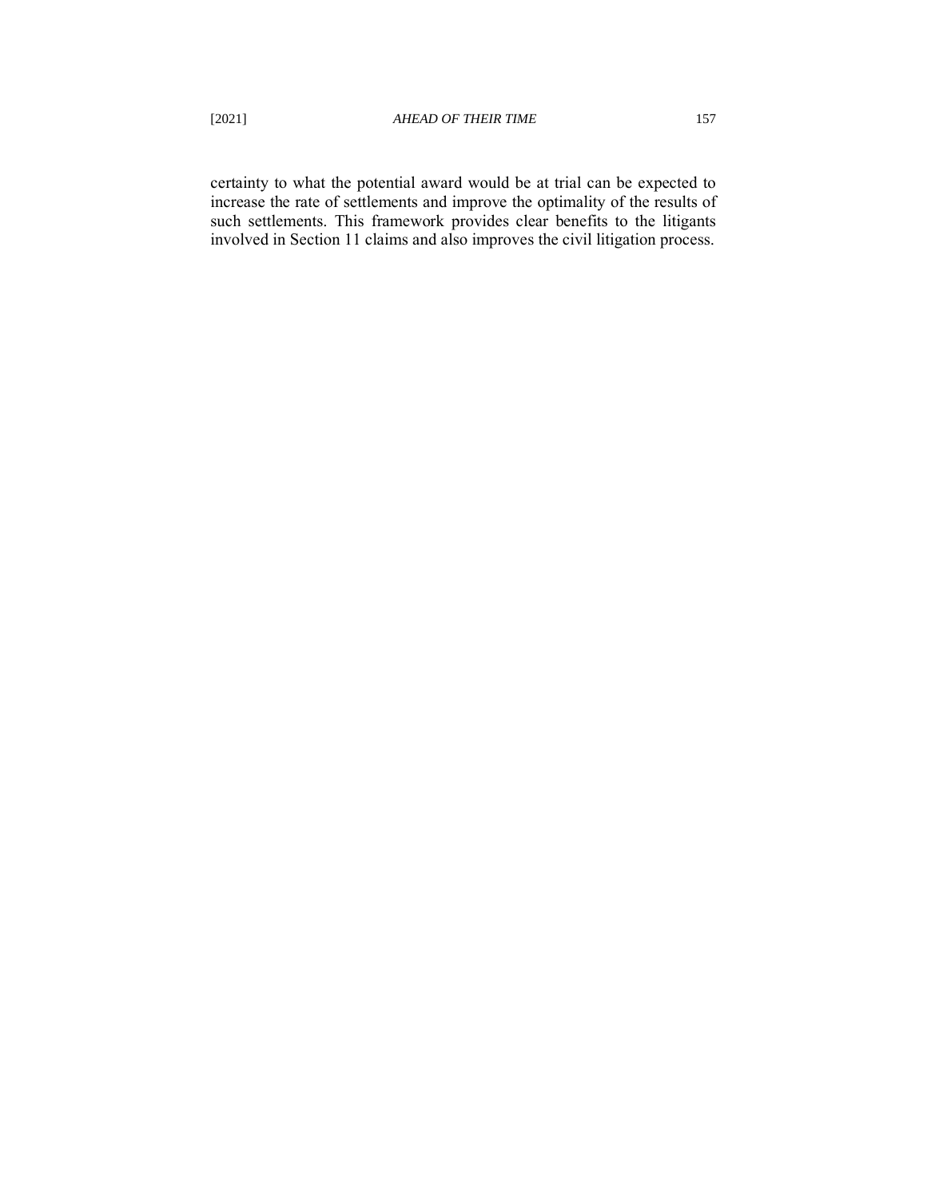certainty to what the potential award would be at trial can be expected to increase the rate of settlements and improve the optimality of the results of such settlements. This framework provides clear benefits to the litigants involved in Section 11 claims and also improves the civil litigation process.